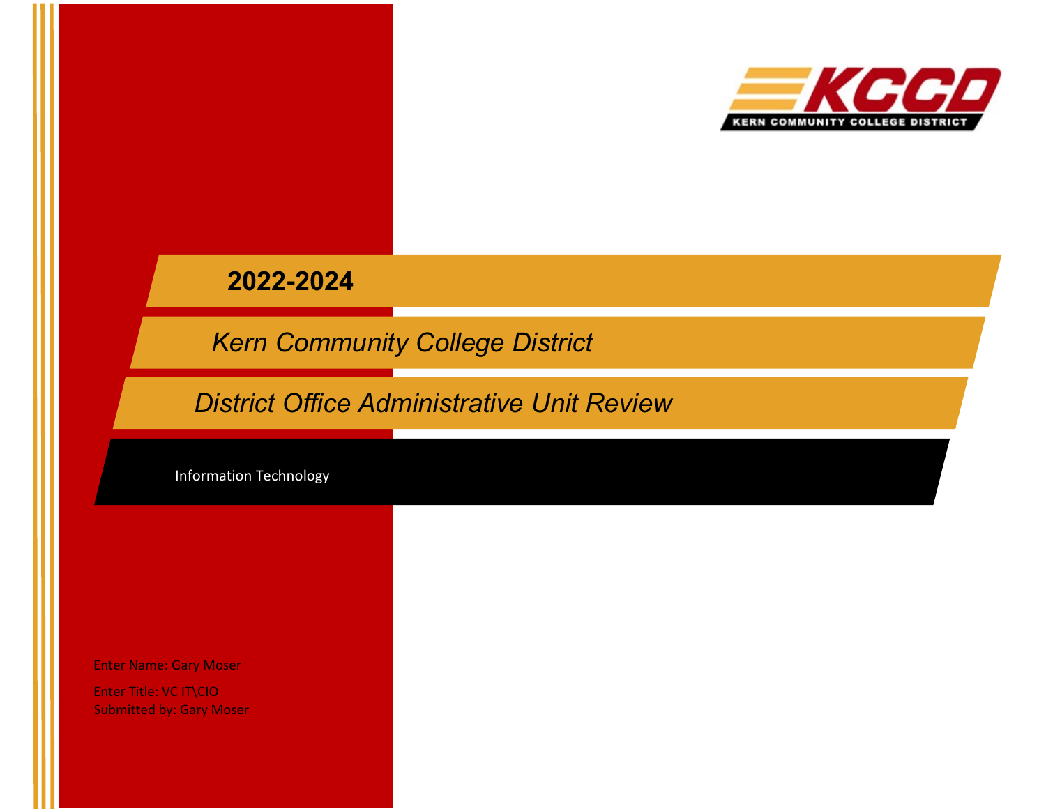KCCD
KERN COMMUNITY COLLEGE DISTRICT

# 2022-2024

## *Kern Community College District*

## *District Office Administrative Unit Review*

Information Technology

Enter Name: Gary Moser

Enter Title: VC IT\CIO

Submitted by: Gary Moser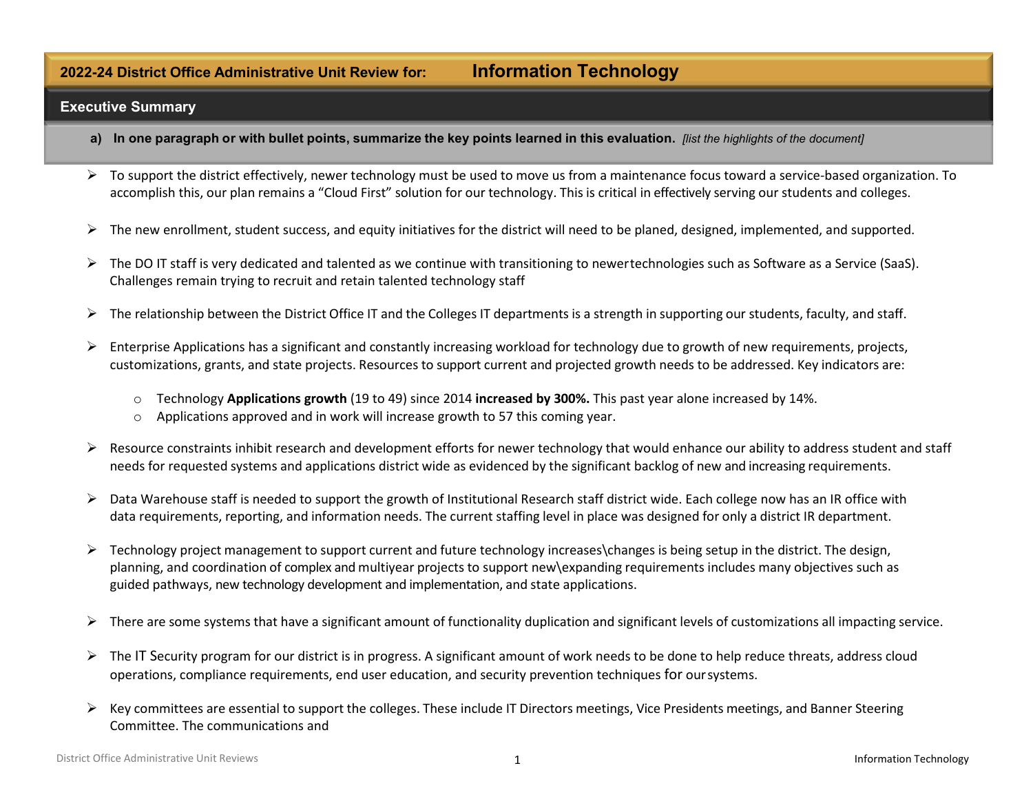## 2022-24 District Office Administrative Unit Review for: Information Technology

### Executive Summary

**a) In one paragraph or with bullet points, summarize the key points learned in this evaluation.** *[list the highlights of the document]*

- To support the district effectively, newer technology must be used to move us from a maintenance focus toward a service-based organization. To accomplish this, our plan remains a "Cloud First" solution for our technology. This is critical in effectively serving our students and colleges.
- The new enrollment, student success, and equity initiatives for the district will need to be planed, designed, implemented, and supported.
- The DO IT staff is very dedicated and talented as we continue with transitioning to newertechnologies such as Software as a Service (SaaS). Challenges remain trying to recruit and retain talented technology staff
- The relationship between the District Office IT and the Colleges IT departments is a strength in supporting our students, faculty, and staff.
- Enterprise Applications has a significant and constantly increasing workload for technology due to growth of new requirements, projects, customizations, grants, and state projects. Resources to support current and projected growth needs to be addressed. Key indicators are:
  - Technology **Applications growth** (19 to 49) since 2014 **increased by 300%.** This past year alone increased by 14%.
  - Applications approved and in work will increase growth to 57 this coming year.
- Resource constraints inhibit research and development efforts for newer technology that would enhance our ability to address student and staff needs for requested systems and applications district wide as evidenced by the significant backlog of new and increasing requirements.
- Data Warehouse staff is needed to support the growth of Institutional Research staff district wide. Each college now has an IR office with data requirements, reporting, and information needs. The current staffing level in place was designed for only a district IR department.
- Technology project management to support current and future technology increases\changes is being setup in the district. The design, planning, and coordination of complex and multiyear projects to support new\expanding requirements includes many objectives such as guided pathways, new technology development and implementation, and state applications.
- There are some systems that have a significant amount of functionality duplication and significant levels of customizations all impacting service.
- The IT Security program for our district is in progress. A significant amount of work needs to be done to help reduce threats, address cloud operations, compliance requirements, end user education, and security prevention techniques for oursystems.
- Key committees are essential to support the colleges. These include IT Directors meetings, Vice Presidents meetings, and Banner Steering Committee. The communications and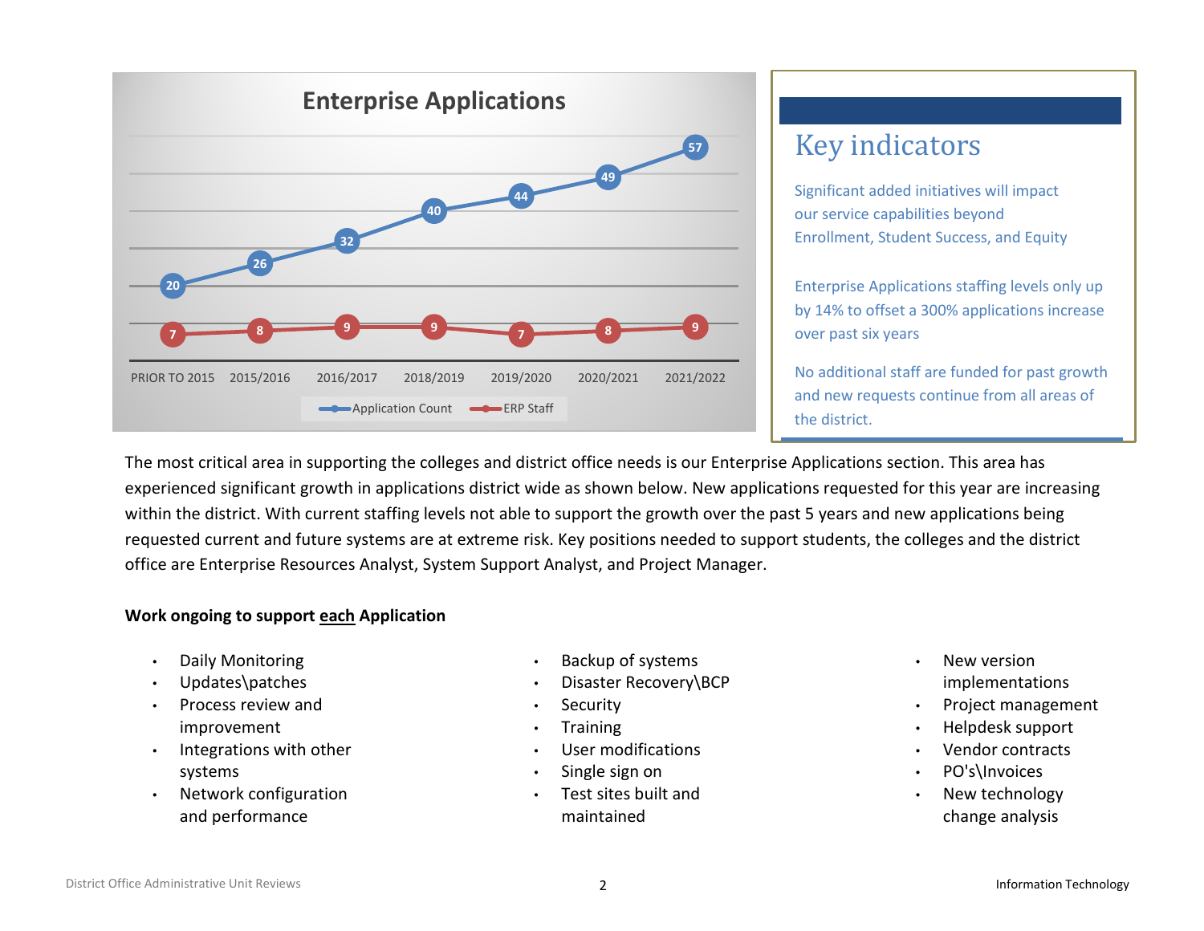## Enterprise Applications

| | PRIOR TO 2015 | 2015/2016 | 2016/2017 | 2018/2019 | 2019/2020 | 2020/2021 | 2021/2022 |
|---|---|---|---|---|---|---|---|
| Application Count | 20 | 26 | 32 | 40 | 44 | 49 | 57 |
| ERP Staff | 7 | 8 | 9 | 9 | 7 | 8 | 9 |

## Key indicators

Significant added initiatives will impact our service capabilities beyond Enrollment, Student Success, and Equity

Enterprise Applications staffing levels only up by 14% to offset a 300% applications increase over past six years

No additional staff are funded for past growth and new requests continue from all areas of the district.

The most critical area in supporting the colleges and district office needs is our Enterprise Applications section. This area has experienced significant growth in applications district wide as shown below. New applications requested for this year are increasing within the district. With current staffing levels not able to support the growth over the past 5 years and new applications being requested current and future systems are at extreme risk. Key positions needed to support students, the colleges and the district office are Enterprise Resources Analyst, System Support Analyst, and Project Manager.

**Work ongoing to support <u>each</u> Application**

- Daily Monitoring
- Updates\patches
- Process review and improvement
- Integrations with other systems
- Network configuration and performance
- Backup of systems
- Disaster Recovery\BCP
- Security
- Training
- User modifications
- Single sign on
- Test sites built and maintained
- New version implementations
- Project management
- Helpdesk support
- Vendor contracts
- PO's\Invoices
- New technology change analysis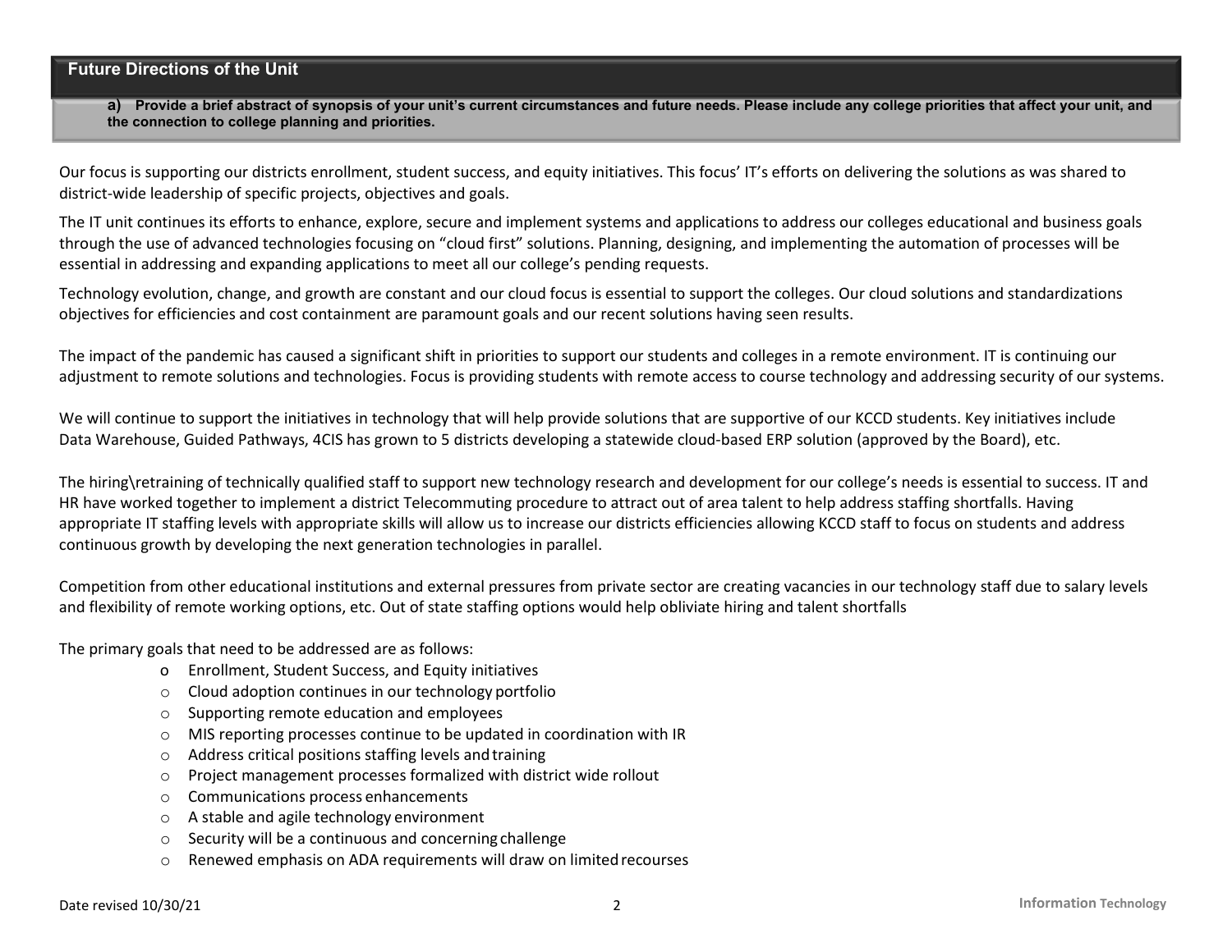## Future Directions of the Unit

**a) Provide a brief abstract of synopsis of your unit's current circumstances and future needs. Please include any college priorities that affect your unit, and the connection to college planning and priorities.**

Our focus is supporting our districts enrollment, student success, and equity initiatives. This focus' IT's efforts on delivering the solutions as was shared to district-wide leadership of specific projects, objectives and goals.

The IT unit continues its efforts to enhance, explore, secure and implement systems and applications to address our colleges educational and business goals through the use of advanced technologies focusing on "cloud first" solutions. Planning, designing, and implementing the automation of processes will be essential in addressing and expanding applications to meet all our college's pending requests.

Technology evolution, change, and growth are constant and our cloud focus is essential to support the colleges. Our cloud solutions and standardizations objectives for efficiencies and cost containment are paramount goals and our recent solutions having seen results.

The impact of the pandemic has caused a significant shift in priorities to support our students and colleges in a remote environment. IT is continuing our adjustment to remote solutions and technologies. Focus is providing students with remote access to course technology and addressing security of our systems.

We will continue to support the initiatives in technology that will help provide solutions that are supportive of our KCCD students. Key initiatives include Data Warehouse, Guided Pathways, 4CIS has grown to 5 districts developing a statewide cloud-based ERP solution (approved by the Board), etc.

The hiring\retraining of technically qualified staff to support new technology research and development for our college's needs is essential to success. IT and HR have worked together to implement a district Telecommuting procedure to attract out of area talent to help address staffing shortfalls. Having appropriate IT staffing levels with appropriate skills will allow us to increase our districts efficiencies allowing KCCD staff to focus on students and address continuous growth by developing the next generation technologies in parallel.

Competition from other educational institutions and external pressures from private sector are creating vacancies in our technology staff due to salary levels and flexibility of remote working options, etc. Out of state staffing options would help obliviate hiring and talent shortfalls

The primary goals that need to be addressed are as follows:

- Enrollment, Student Success, and Equity initiatives
- Cloud adoption continues in our technology portfolio
- Supporting remote education and employees
- MIS reporting processes continue to be updated in coordination with IR
- Address critical positions staffing levels and training
- Project management processes formalized with district wide rollout
- Communications process enhancements
- A stable and agile technology environment
- Security will be a continuous and concerning challenge
- Renewed emphasis on ADA requirements will draw on limited recourses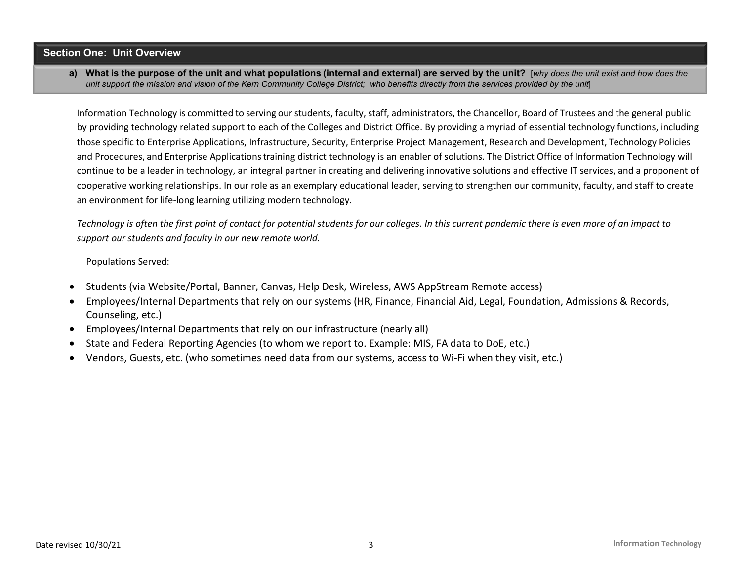## Section One: Unit Overview

**a) What is the purpose of the unit and what populations (internal and external) are served by the unit?** [*why does the unit exist and how does the unit support the mission and vision of the Kern Community College District; who benefits directly from the services provided by the unit*]

Information Technology is committed to serving our students, faculty, staff, administrators, the Chancellor, Board of Trustees and the general public by providing technology related support to each of the Colleges and District Office. By providing a myriad of essential technology functions, including those specific to Enterprise Applications, Infrastructure, Security, Enterprise Project Management, Research and Development, Technology Policies and Procedures, and Enterprise Applications training district technology is an enabler of solutions. The District Office of Information Technology will continue to be a leader in technology, an integral partner in creating and delivering innovative solutions and effective IT services, and a proponent of cooperative working relationships. In our role as an exemplary educational leader, serving to strengthen our community, faculty, and staff to create an environment for life-long learning utilizing modern technology.

*Technology is often the first point of contact for potential students for our colleges. In this current pandemic there is even more of an impact to support our students and faculty in our new remote world.*

Populations Served:

- Students (via Website/Portal, Banner, Canvas, Help Desk, Wireless, AWS AppStream Remote access)
- Employees/Internal Departments that rely on our systems (HR, Finance, Financial Aid, Legal, Foundation, Admissions & Records, Counseling, etc.)
- Employees/Internal Departments that rely on our infrastructure (nearly all)
- State and Federal Reporting Agencies (to whom we report to. Example: MIS, FA data to DoE, etc.)
- Vendors, Guests, etc. (who sometimes need data from our systems, access to Wi-Fi when they visit, etc.)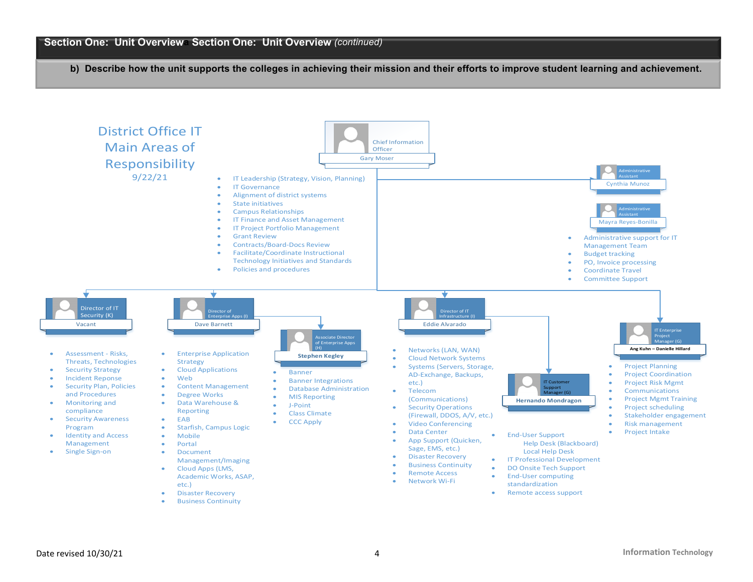## Section One: Unit Overview Section One: Unit Overview *(continued)*

**b) Describe how the unit supports the colleges in achieving their mission and their efforts to improve student learning and achievement.**

# District Office IT Main Areas of Responsibility

9/22/21

### Chief Information Officer
Gary Moser

- IT Leadership (Strategy, Vision, Planning)
- IT Governance
- Alignment of district systems
- State initiatives
- Campus Relationships
- IT Finance and Asset Management
- IT Project Portfolio Management
- Grant Review
- Contracts/Board-Docs Review
- Facilitate/Coordinate Instructional Technology Initiatives and Standards
- Policies and procedures

### Administrative Assistant
Cynthia Munoz

### Administrative Assistant
Mayra Reyes-Bonilla

- Administrative support for IT Management Team
- Budget tracking
- PO, Invoice processing
- Coordinate Travel
- Committee Support

### Director of IT Security (K)
Vacant

- Assessment - Risks, Threats, Technologies
- Security Strategy
- Incident Reponse
- Security Plan, Policies and Procedures
- Monitoring and compliance
- Security Awareness Program
- Identity and Access Management
- Single Sign-on

### Director of Enterprise Apps (I)
Dave Barnett

- Enterprise Application Strategy
- Cloud Applications
- Web
- Content Management
- Degree Works
- Data Warehouse & Reporting
- EAB
- Starfish, Campus Logic
- Mobile
- Portal
- Document Management/Imaging
- Cloud Apps (LMS, Academic Works, ASAP, etc.)
- Disaster Recovery
- Business Continuity

### Associate Director of Enterprise Apps (H)
Stephen Kegley

- Banner
- Banner Integrations
- Database Administration
- MIS Reporting
- J-Point
- Class Climate
- CCC Apply

### Director of IT Infrastructure (I)
Eddie Alvarado

- Networks (LAN, WAN)
- Cloud Network Systems
- Systems (Servers, Storage, AD-Exchange, Backups, etc.)
- Telecom (Communications)
- Security Operations (Firewall, DDOS, A/V, etc.)
- Video Conferencing
- Data Center
- App Support (Quicken, Sage, EMS, etc.)
- Disaster Recovery
- Business Continuity
- Remote Access
- Network Wi-Fi

### IT Customer Support Manager (G)
Hernando Mondragon

- End-User Support
  - Help Desk (Blackboard)
  - Local Help Desk
- IT Professional Development
- DO Onsite Tech Support
- End-User computing standardization
- Remote access support

### IT Enterprise Project Manager (G)
Ang Kuhn – Danielle Hillard

- Project Planning
- Project Coordination
- Project Risk Mgmt
- Communications
- Project Mgmt Training
- Project scheduling
- Stakeholder engagement
- Risk management
- Project Intake

Date revised 10/30/21

Information Technology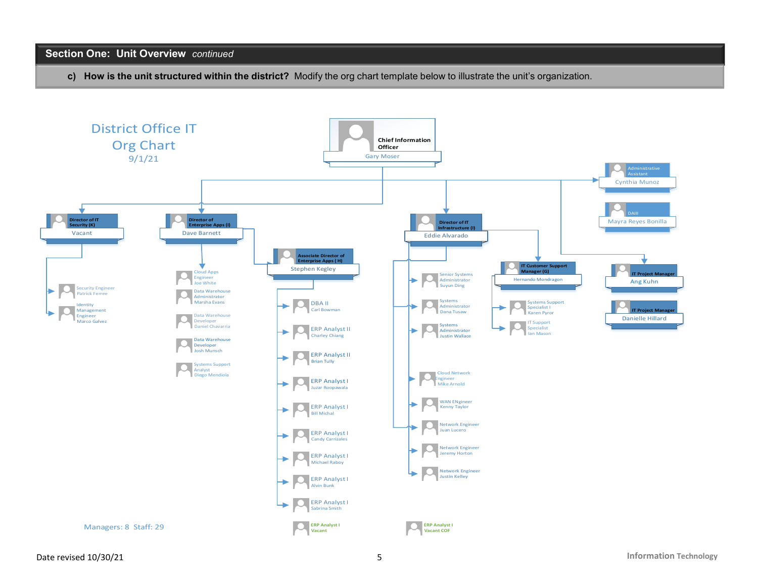## Section One: Unit Overview *continued*

**c) How is the unit structured within the district?** Modify the org chart template below to illustrate the unit's organization.

# District Office IT Org Chart

9/1/21

**Chief Information Officer**
Gary Moser

- **Administrative Assistant** — Cynthia Munoz
- **DAIII** — Mayra Reyes Bonilla
- **Director of IT Security (K)** — Vacant
  - Security Engineer — Patrick Ferree
  - Identity Management Engineer — Marco Galvez
- **Director of Enterprise Apps (I)** — Dave Barnett
  - Cloud Apps Engineer — Joe White
  - Data Warehouse Administrator — Marsha Evans
  - Data Warehouse Developer — Daniel Chavarria
  - Data Warehouse Developer — Josh Munsch
  - Systems Support Analyst — Diego Mendiola
  - **Associate Director of Enterprise Apps (H)** — Stephen Kegley
    - DBA II — Carl Bowman
    - ERP Analyst II — Charley Chiang
    - ERP Analyst II — Brian Tully
    - ERP Analyst I — Juzar Roopawala
    - ERP Analyst I — Bill Michal
    - ERP Analyst I — Candy Carrizales
    - ERP Analyst I — Michael Raboy
    - ERP Analyst I — Alvin Bunk
    - ERP Analyst I — Sabrina Smith
    - ERP Analyst I — Vacant
- **Director of IT Infrastructure (I)** — Eddie Alvarado
  - Senior Systems Administrator — Suyun Ding
  - Systems Administrator — Dana Tusaw
  - Systems Administrator — Justin Wallace
  - Cloud Network Engineer — Mike Arnold
  - WAN ENgineer — Kenny Taylor
  - Network Engineer — Juan Lucero
  - Network Engineer — Jeremy Horton
  - Network Engineer — Justin Kelley
  - ERP Analyst I — Vacant COF
  - **IT Customer Support Manager (G)** — Hernando Mondragon
    - Systems Support Specialist I — Karen Pyror
    - IT Support Specialist — Ian Mason
- **IT Project Manager** — Ang Kuhn
- **IT Project Manager** — Danielle Hillard

Managers: 8 Staff: 29

Date revised 10/30/21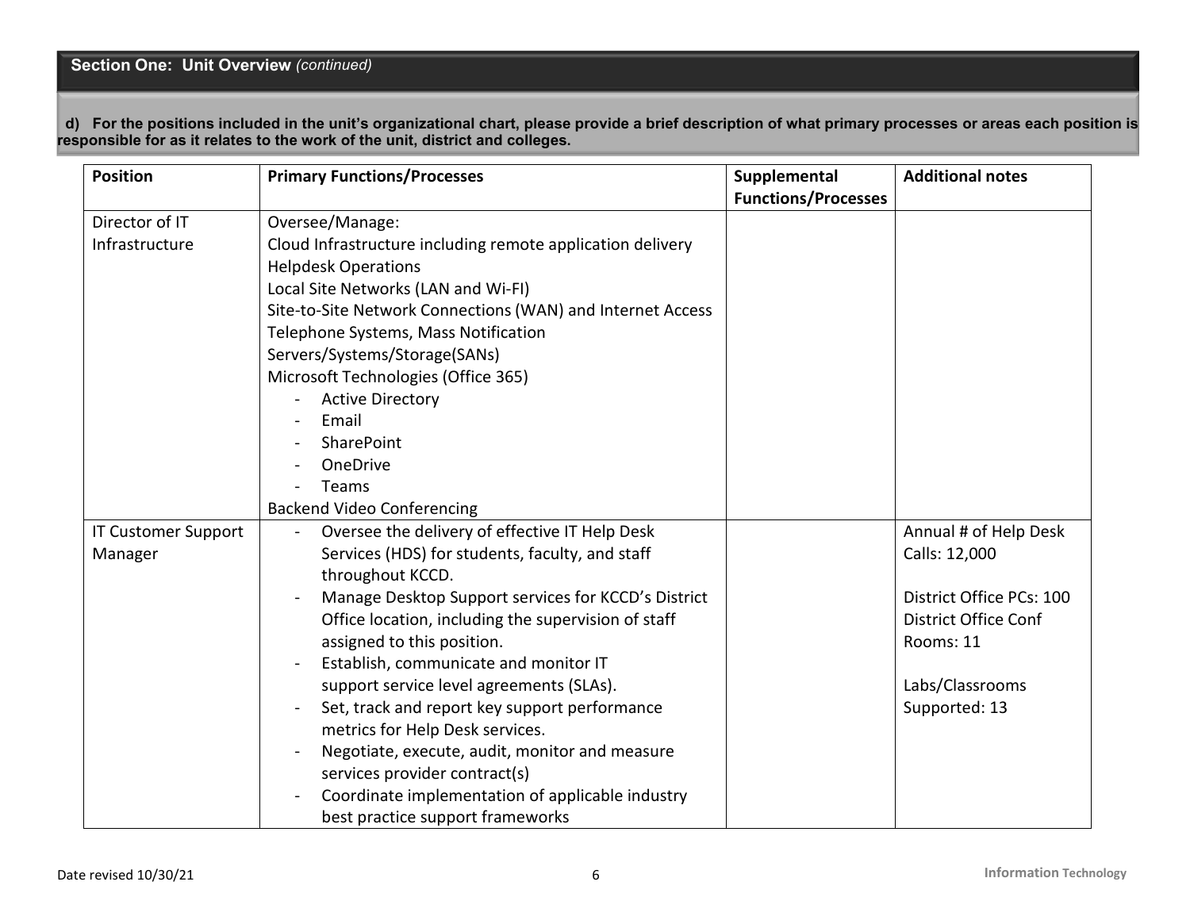## Section One: Unit Overview *(continued)*

**d) For the positions included in the unit's organizational chart, please provide a brief description of what primary processes or areas each position is responsible for as it relates to the work of the unit, district and colleges.**

| Position | Primary Functions/Processes | Supplemental Functions/Processes | Additional notes |
|---|---|---|---|
| Director of IT Infrastructure | Oversee/Manage:<br>Cloud Infrastructure including remote application delivery<br>Helpdesk Operations<br>Local Site Networks (LAN and Wi-FI)<br>Site-to-Site Network Connections (WAN) and Internet Access<br>Telephone Systems, Mass Notification<br>Servers/Systems/Storage(SANs)<br>Microsoft Technologies (Office 365)<br>- Active Directory<br>- Email<br>- SharePoint<br>- OneDrive<br>- Teams<br>Backend Video Conferencing | | |
| IT Customer Support Manager | - Oversee the delivery of effective IT Help Desk Services (HDS) for students, faculty, and staff throughout KCCD.<br>- Manage Desktop Support services for KCCD's District Office location, including the supervision of staff assigned to this position.<br>- Establish, communicate and monitor IT support service level agreements (SLAs).<br>- Set, track and report key support performance metrics for Help Desk services.<br>- Negotiate, execute, audit, monitor and measure services provider contract(s)<br>- Coordinate implementation of applicable industry best practice support frameworks | | Annual # of Help Desk Calls: 12,000<br><br>District Office PCs: 100<br>District Office Conf Rooms: 11<br><br>Labs/Classrooms Supported: 13 |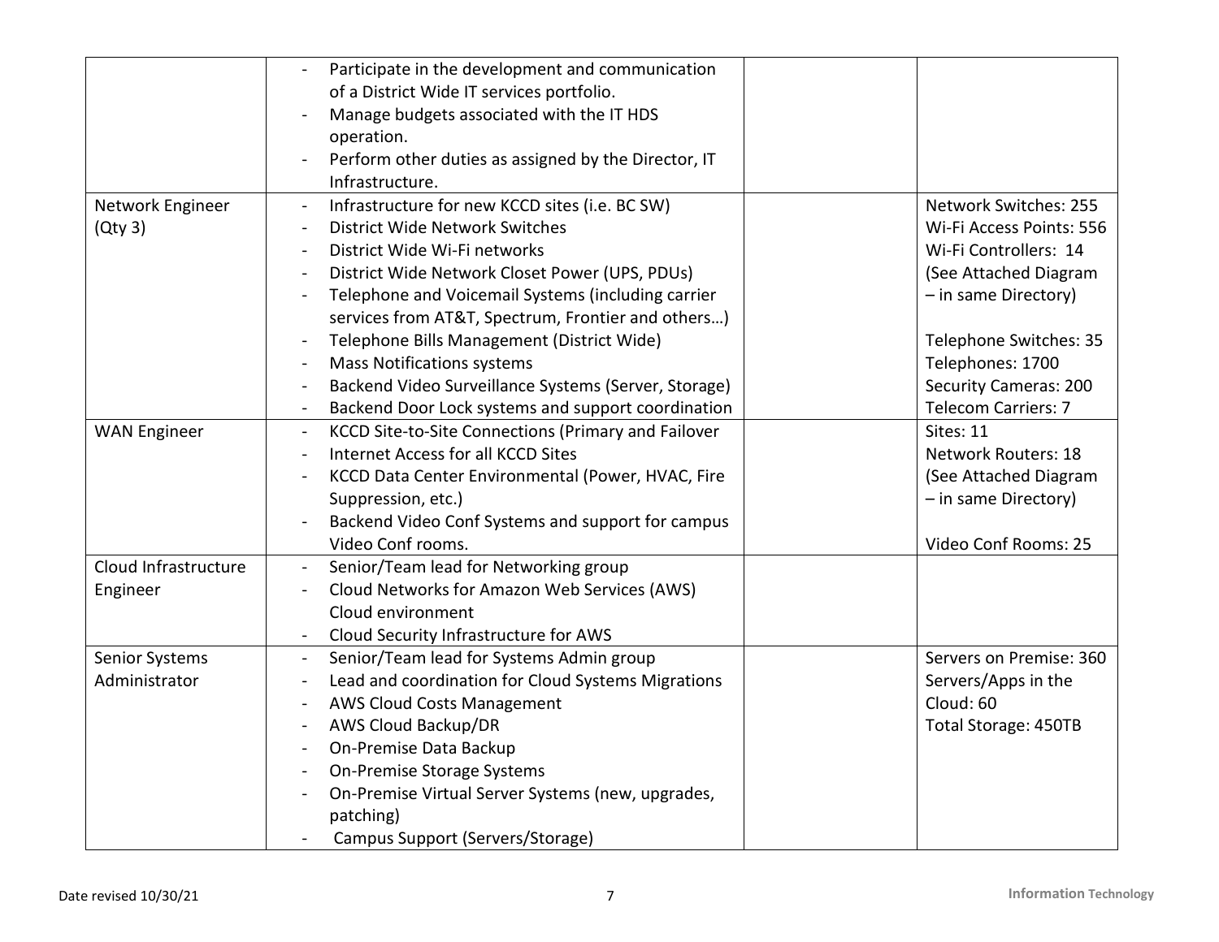| | | | |
|---|---|---|---|
| | - Participate in the development and communication of a District Wide IT services portfolio.<br>- Manage budgets associated with the IT HDS operation.<br>- Perform other duties as assigned by the Director, IT Infrastructure. | | |
| Network Engineer (Qty 3) | - Infrastructure for new KCCD sites (i.e. BC SW)<br>- District Wide Network Switches<br>- District Wide Wi-Fi networks<br>- District Wide Network Closet Power (UPS, PDUs)<br>- Telephone and Voicemail Systems (including carrier services from AT&T, Spectrum, Frontier and others…)<br>- Telephone Bills Management (District Wide)<br>- Mass Notifications systems<br>- Backend Video Surveillance Systems (Server, Storage)<br>- Backend Door Lock systems and support coordination | | Network Switches: 255<br>Wi-Fi Access Points: 556<br>Wi-Fi Controllers: 14<br>(See Attached Diagram – in same Directory)<br><br>Telephone Switches: 35<br>Telephones: 1700<br>Security Cameras: 200<br>Telecom Carriers: 7 |
| WAN Engineer | - KCCD Site-to-Site Connections (Primary and Failover<br>- Internet Access for all KCCD Sites<br>- KCCD Data Center Environmental (Power, HVAC, Fire Suppression, etc.)<br>- Backend Video Conf Systems and support for campus Video Conf rooms. | | Sites: 11<br>Network Routers: 18<br>(See Attached Diagram – in same Directory)<br><br>Video Conf Rooms: 25 |
| Cloud Infrastructure Engineer | - Senior/Team lead for Networking group<br>- Cloud Networks for Amazon Web Services (AWS) Cloud environment<br>- Cloud Security Infrastructure for AWS | | |
| Senior Systems Administrator | - Senior/Team lead for Systems Admin group<br>- Lead and coordination for Cloud Systems Migrations<br>- AWS Cloud Costs Management<br>- AWS Cloud Backup/DR<br>- On-Premise Data Backup<br>- On-Premise Storage Systems<br>- On-Premise Virtual Server Systems (new, upgrades, patching)<br>- Campus Support (Servers/Storage) | | Servers on Premise: 360<br>Servers/Apps in the Cloud: 60<br>Total Storage: 450TB |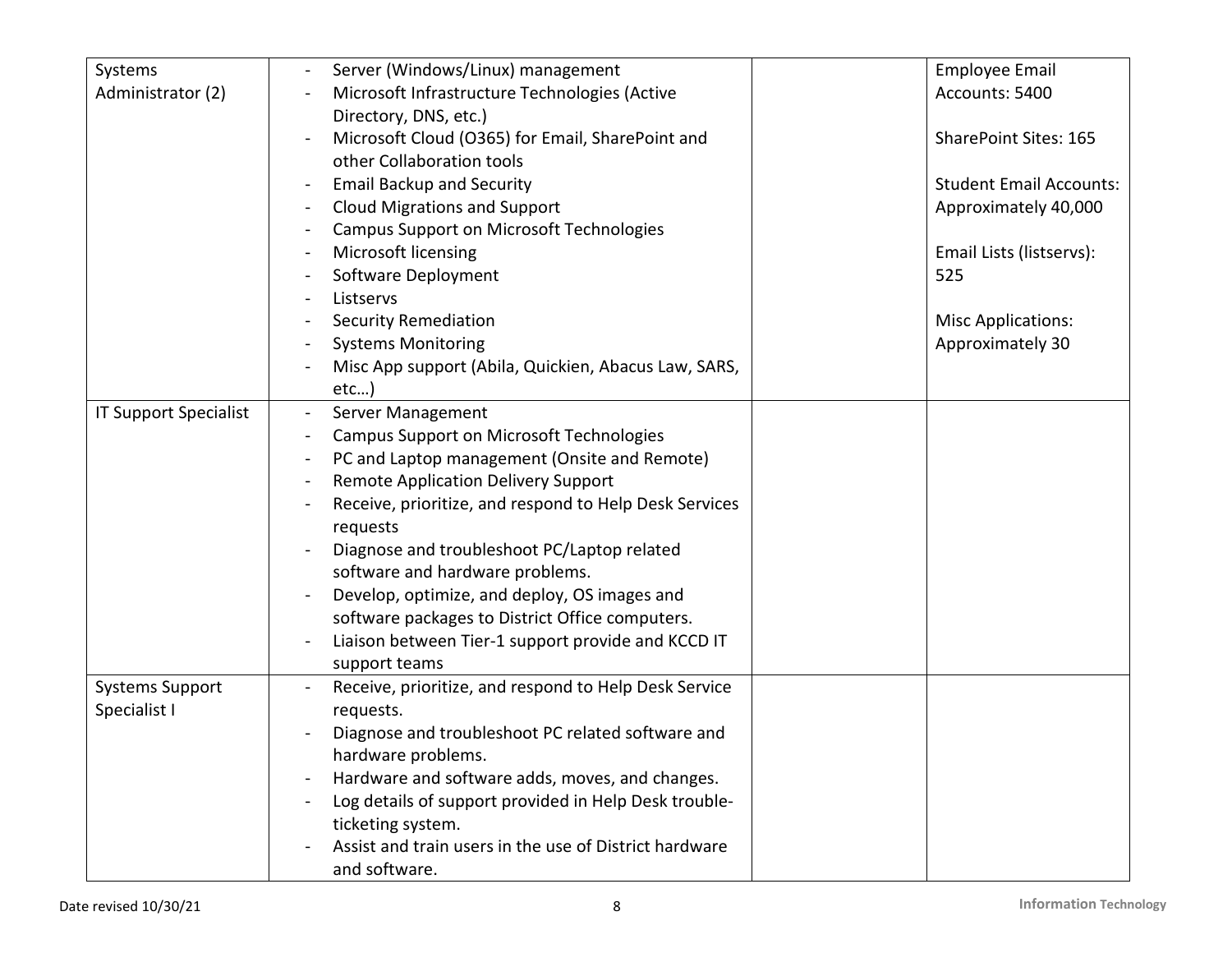| Systems Administrator (2) | - Server (Windows/Linux) management<br>- Microsoft Infrastructure Technologies (Active Directory, DNS, etc.)<br>- Microsoft Cloud (O365) for Email, SharePoint and other Collaboration tools<br>- Email Backup and Security<br>- Cloud Migrations and Support<br>- Campus Support on Microsoft Technologies<br>- Microsoft licensing<br>- Software Deployment<br>- Listservs<br>- Security Remediation<br>- Systems Monitoring<br>- Misc App support (Abila, Quickien, Abacus Law, SARS, etc…) | | Employee Email Accounts: 5400<br><br>SharePoint Sites: 165<br><br>Student Email Accounts: Approximately 40,000<br><br>Email Lists (listservs): 525<br><br>Misc Applications: Approximately 30 |
|---|---|---|---|
| IT Support Specialist | - Server Management<br>- Campus Support on Microsoft Technologies<br>- PC and Laptop management (Onsite and Remote)<br>- Remote Application Delivery Support<br>- Receive, prioritize, and respond to Help Desk Services requests<br>- Diagnose and troubleshoot PC/Laptop related software and hardware problems.<br>- Develop, optimize, and deploy, OS images and software packages to District Office computers.<br>- Liaison between Tier-1 support provide and KCCD IT support teams | | |
| Systems Support Specialist I | - Receive, prioritize, and respond to Help Desk Service requests.<br>- Diagnose and troubleshoot PC related software and hardware problems.<br>- Hardware and software adds, moves, and changes.<br>- Log details of support provided in Help Desk trouble-ticketing system.<br>- Assist and train users in the use of District hardware and software. | | |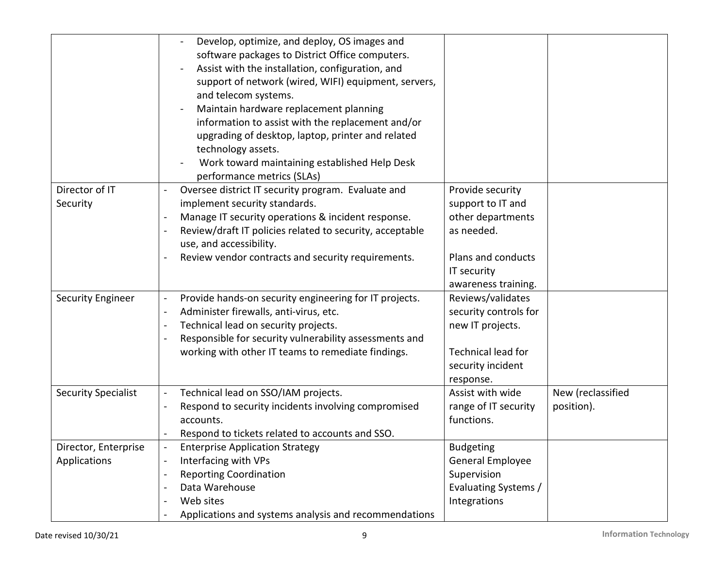| | | | |
|---|---|---|---|
| | - Develop, optimize, and deploy, OS images and software packages to District Office computers.<br>- Assist with the installation, configuration, and support of network (wired, WIFI) equipment, servers, and telecom systems.<br>- Maintain hardware replacement planning information to assist with the replacement and/or upgrading of desktop, laptop, printer and related technology assets.<br>- Work toward maintaining established Help Desk performance metrics (SLAs) | | |
| Director of IT Security | - Oversee district IT security program. Evaluate and implement security standards.<br>- Manage IT security operations & incident response.<br>- Review/draft IT policies related to security, acceptable use, and accessibility.<br>- Review vendor contracts and security requirements. | Provide security support to IT and other departments as needed.<br><br>Plans and conducts IT security awareness training. | |
| Security Engineer | - Provide hands-on security engineering for IT projects.<br>- Administer firewalls, anti-virus, etc.<br>- Technical lead on security projects.<br>- Responsible for security vulnerability assessments and working with other IT teams to remediate findings. | Reviews/validates security controls for new IT projects.<br><br>Technical lead for security incident response. | |
| Security Specialist | - Technical lead on SSO/IAM projects.<br>- Respond to security incidents involving compromised accounts.<br>- Respond to tickets related to accounts and SSO. | Assist with wide range of IT security functions. | New (reclassified position). |
| Director, Enterprise Applications | - Enterprise Application Strategy<br>- Interfacing with VPs<br>- Reporting Coordination<br>- Data Warehouse<br>- Web sites<br>- Applications and systems analysis and recommendations | Budgeting<br>General Employee Supervision<br>Evaluating Systems / Integrations | |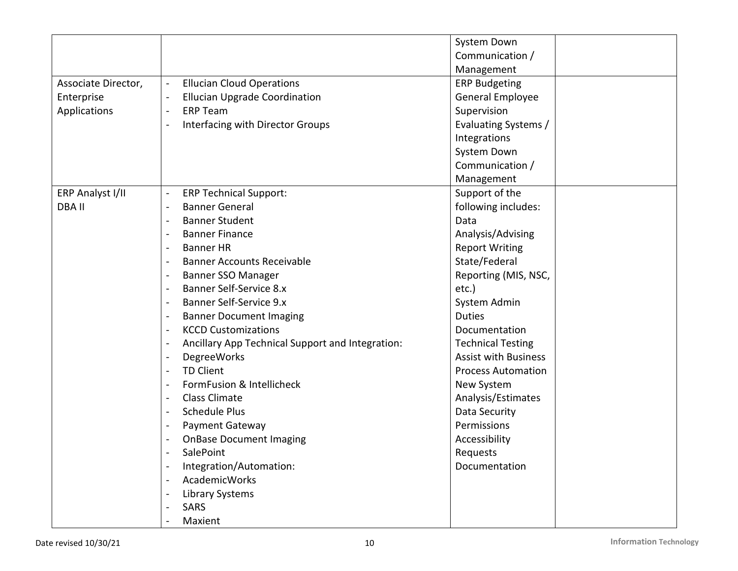| | | | |
|---|---|---|---|
| | | System Down Communication / Management | |
| Associate Director, Enterprise Applications | - Ellucian Cloud Operations<br>- Ellucian Upgrade Coordination<br>- ERP Team<br>- Interfacing with Director Groups | ERP Budgeting<br>General Employee Supervision<br>Evaluating Systems / Integrations<br>System Down Communication / Management | |
| ERP Analyst I/II<br>DBA II | - ERP Technical Support:<br>- Banner General<br>- Banner Student<br>- Banner Finance<br>- Banner HR<br>- Banner Accounts Receivable<br>- Banner SSO Manager<br>- Banner Self-Service 8.x<br>- Banner Self-Service 9.x<br>- Banner Document Imaging<br>- KCCD Customizations<br>- Ancillary App Technical Support and Integration:<br>- DegreeWorks<br>- TD Client<br>- FormFusion & Intellicheck<br>- Class Climate<br>- Schedule Plus<br>- Payment Gateway<br>- OnBase Document Imaging<br>- SalePoint<br>- Integration/Automation:<br>- AcademicWorks<br>- Library Systems<br>- SARS<br>- Maxient | Support of the following includes:<br>Data Analysis/Advising<br>Report Writing<br>State/Federal Reporting (MIS, NSC, etc.)<br>System Admin Duties<br>Documentation<br>Technical Testing<br>Assist with Business Process Automation<br>New System Analysis/Estimates<br>Data Security Permissions<br>Accessibility Requests<br>Documentation | |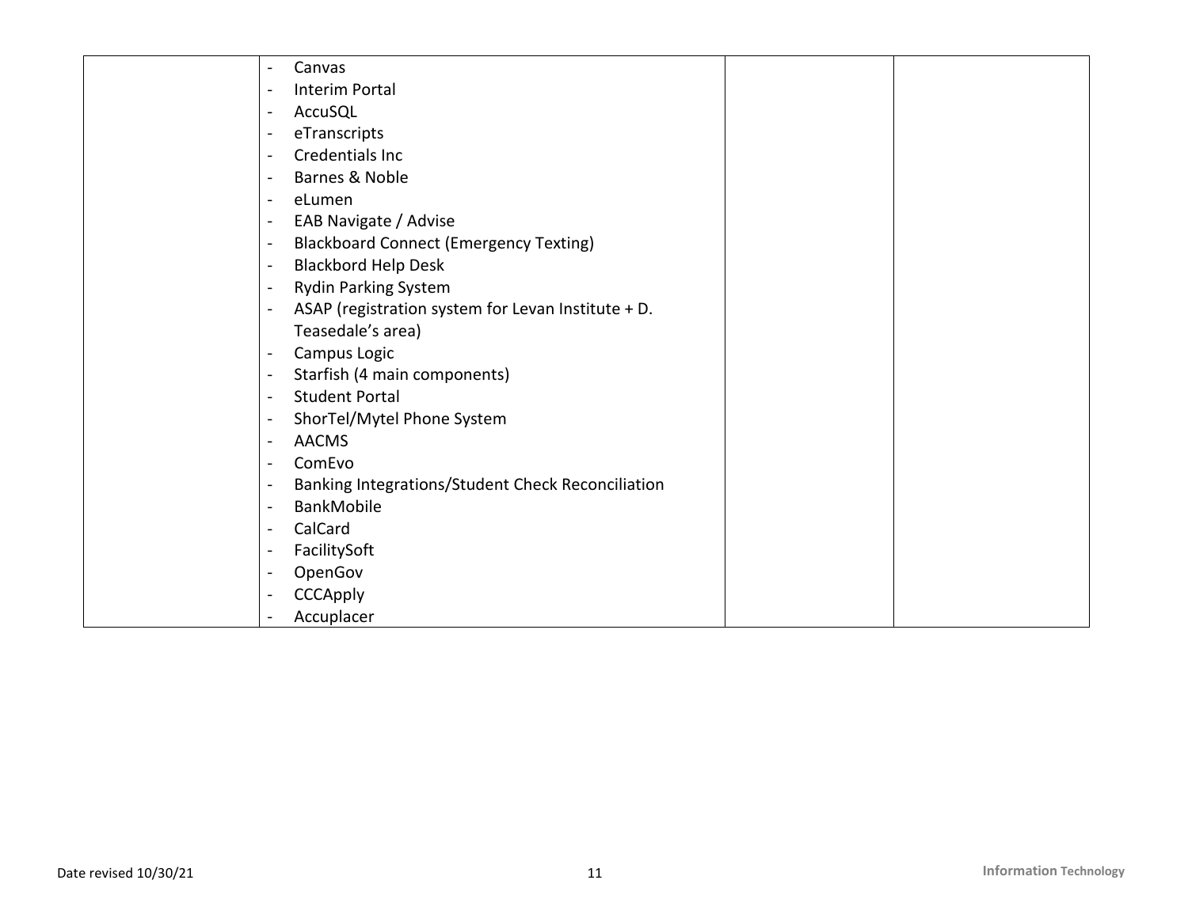|  | - Canvas<br>- Interim Portal<br>- AccuSQL<br>- eTranscripts<br>- Credentials Inc<br>- Barnes & Noble<br>- eLumen<br>- EAB Navigate / Advise<br>- Blackboard Connect (Emergency Texting)<br>- Blackbord Help Desk<br>- Rydin Parking System<br>- ASAP (registration system for Levan Institute + D. Teasedale's area)<br>- Campus Logic<br>- Starfish (4 main components)<br>- Student Portal<br>- ShorTel/Mytel Phone System<br>- AACMS<br>- ComEvo<br>- Banking Integrations/Student Check Reconciliation<br>- BankMobile<br>- CalCard<br>- FacilitySoft<br>- OpenGov<br>- CCCApply<br>- Accuplacer |  |  |
|---|---|---|---|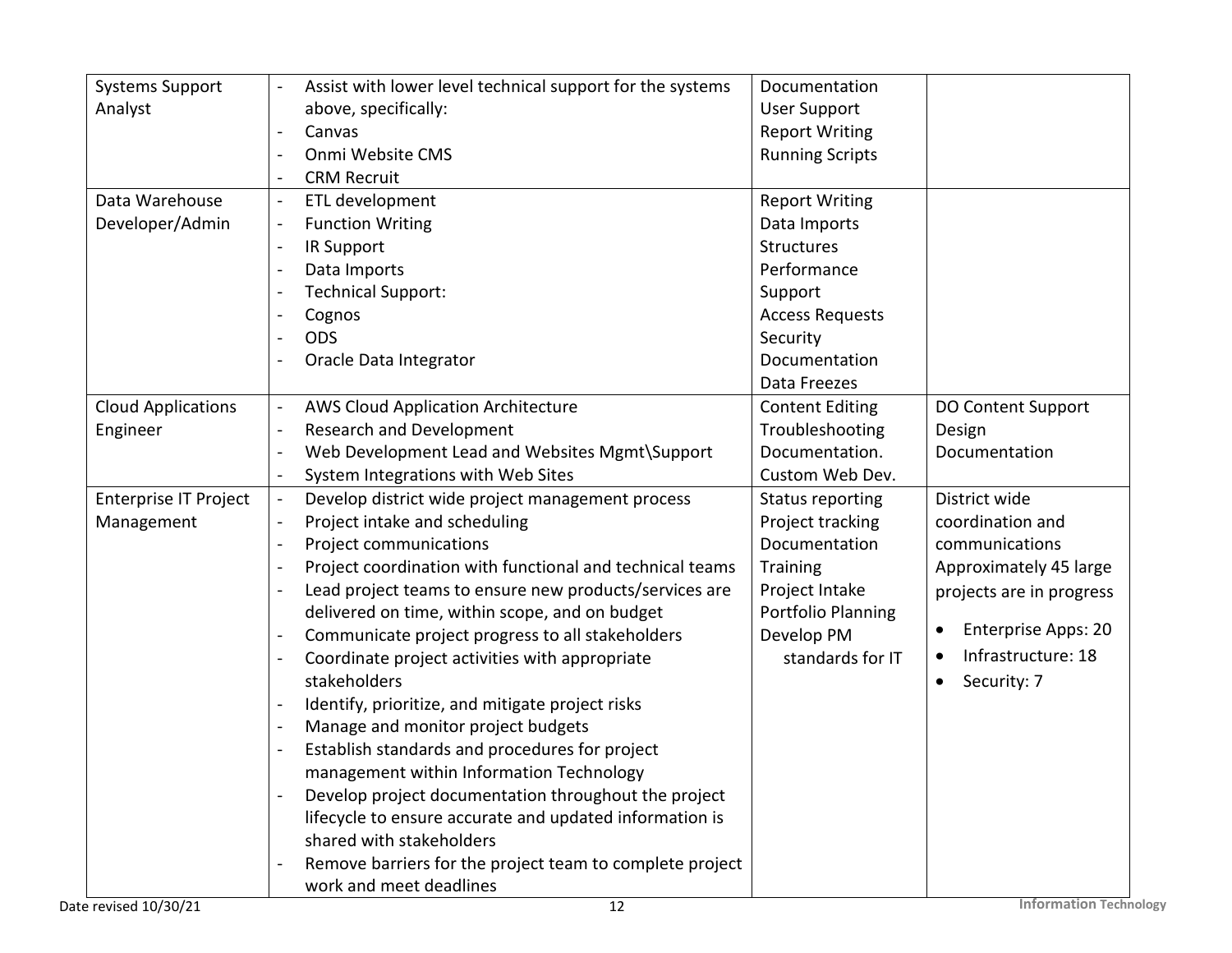| | | | |
|---|---|---|---|
| Systems Support Analyst | - Assist with lower level technical support for the systems above, specifically:<br>- Canvas<br>- Onmi Website CMS<br>- CRM Recruit | Documentation<br>User Support<br>Report Writing<br>Running Scripts | |
| Data Warehouse Developer/Admin | - ETL development<br>- Function Writing<br>- IR Support<br>- Data Imports<br>- Technical Support:<br>- Cognos<br>- ODS<br>- Oracle Data Integrator | Report Writing<br>Data Imports<br>Structures<br>Performance<br>Support<br>Access Requests<br>Security<br>Documentation<br>Data Freezes | |
| Cloud Applications Engineer | - AWS Cloud Application Architecture<br>- Research and Development<br>- Web Development Lead and Websites Mgmt\Support<br>- System Integrations with Web Sites | Content Editing<br>Troubleshooting<br>Documentation.<br>Custom Web Dev. | DO Content Support<br>Design<br>Documentation |
| Enterprise IT Project Management | - Develop district wide project management process<br>- Project intake and scheduling<br>- Project communications<br>- Project coordination with functional and technical teams<br>- Lead project teams to ensure new products/services are delivered on time, within scope, and on budget<br>- Communicate project progress to all stakeholders<br>- Coordinate project activities with appropriate stakeholders<br>- Identify, prioritize, and mitigate project risks<br>- Manage and monitor project budgets<br>- Establish standards and procedures for project management within Information Technology<br>- Develop project documentation throughout the project lifecycle to ensure accurate and updated information is shared with stakeholders<br>- Remove barriers for the project team to complete project work and meet deadlines | Status reporting<br>Project tracking<br>Documentation<br>Training<br>Project Intake<br>Portfolio Planning<br>Develop PM standards for IT | District wide coordination and communications<br>Approximately 45 large projects are in progress<br>• Enterprise Apps: 20<br>• Infrastructure: 18<br>• Security: 7 |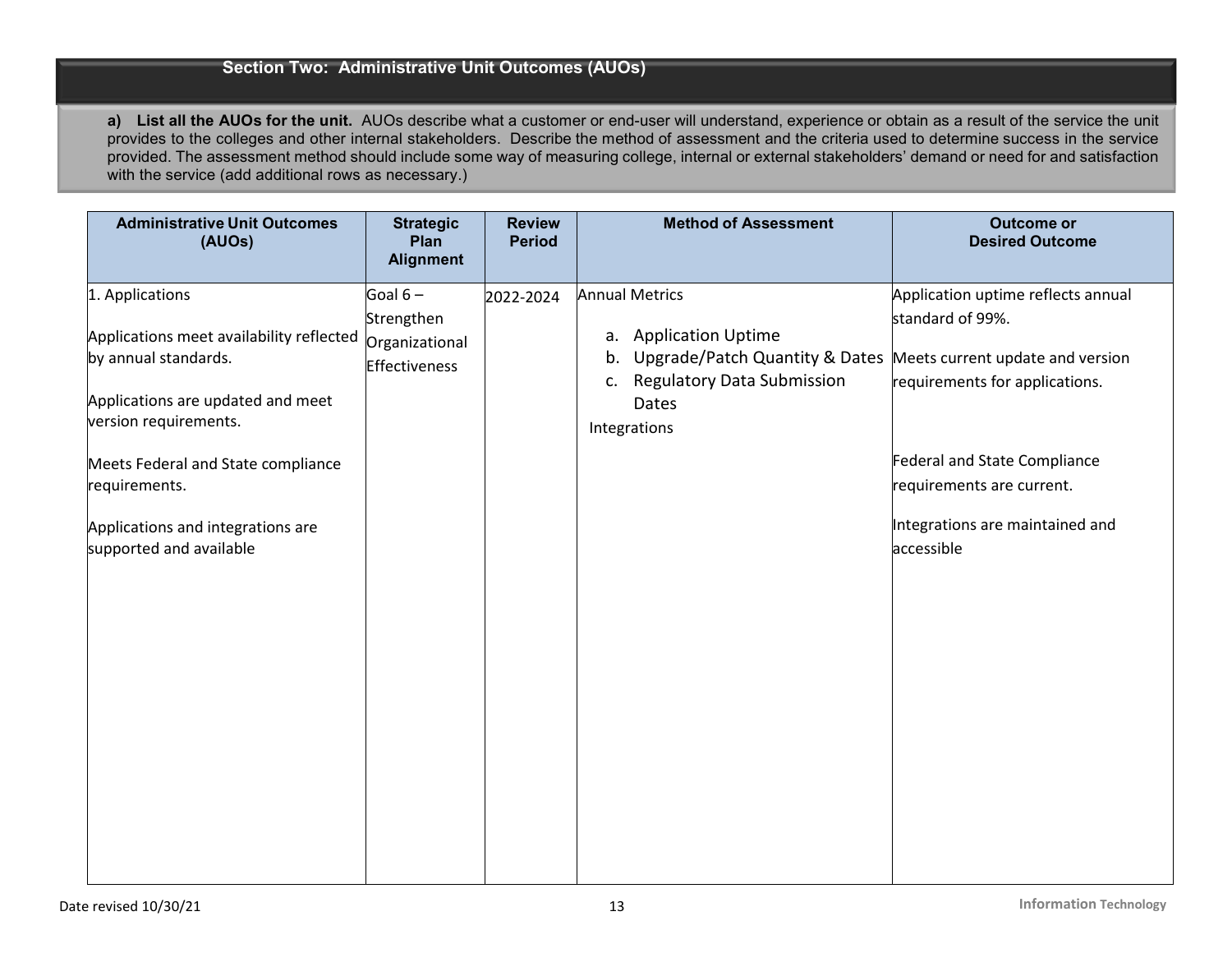## Section Two: Administrative Unit Outcomes (AUOs)

**a) List all the AUOs for the unit.** AUOs describe what a customer or end-user will understand, experience or obtain as a result of the service the unit provides to the colleges and other internal stakeholders. Describe the method of assessment and the criteria used to determine success in the service provided. The assessment method should include some way of measuring college, internal or external stakeholders' demand or need for and satisfaction with the service (add additional rows as necessary.)

| Administrative Unit Outcomes (AUOs) | Strategic Plan Alignment | Review Period | Method of Assessment | Outcome or Desired Outcome |
|---|---|---|---|---|
| 1. Applications<br><br>Applications meet availability reflected by annual standards.<br><br>Applications are updated and meet version requirements.<br><br>Meets Federal and State compliance requirements.<br><br>Applications and integrations are supported and available | Goal 6 – Strengthen Organizational Effectiveness | 2022-2024 | Annual Metrics<br><br>a. Application Uptime<br>b. Upgrade/Patch Quantity & Dates<br>c. Regulatory Data Submission Dates<br><br>Integrations | Application uptime reflects annual standard of 99%.<br><br>Meets current update and version requirements for applications.<br><br>Federal and State Compliance requirements are current.<br><br>Integrations are maintained and accessible |

Date revised 10/30/21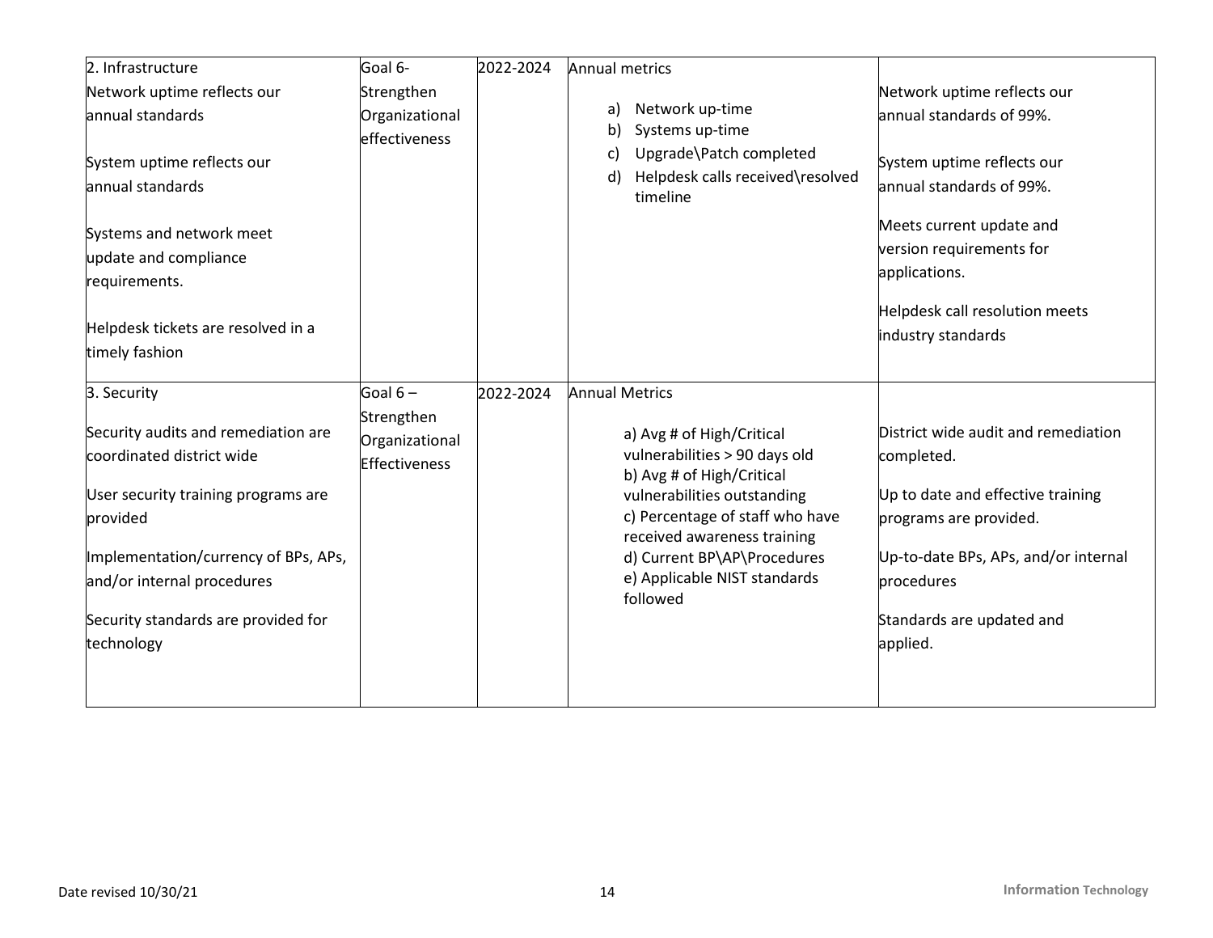| | | | | |
|---|---|---|---|---|
| 2. Infrastructure<br>Network uptime reflects our annual standards<br><br>System uptime reflects our annual standards<br><br>Systems and network meet update and compliance requirements.<br><br>Helpdesk tickets are resolved in a timely fashion | Goal 6- Strengthen Organizational effectiveness | 2022-2024 | Annual metrics<br>a) Network up-time<br>b) Systems up-time<br>c) Upgrade\Patch completed<br>d) Helpdesk calls received\resolved timeline | Network uptime reflects our annual standards of 99%.<br><br>System uptime reflects our annual standards of 99%.<br><br>Meets current update and version requirements for applications.<br><br>Helpdesk call resolution meets industry standards |
| 3. Security<br><br>Security audits and remediation are coordinated district wide<br><br>User security training programs are provided<br><br>Implementation/currency of BPs, APs, and/or internal procedures<br><br>Security standards are provided for technology | Goal 6 – Strengthen Organizational Effectiveness | 2022-2024 | Annual Metrics<br>a) Avg # of High/Critical vulnerabilities > 90 days old<br>b) Avg # of High/Critical vulnerabilities outstanding<br>c) Percentage of staff who have received awareness training<br>d) Current BP\AP\Procedures<br>e) Applicable NIST standards followed | District wide audit and remediation completed.<br><br>Up to date and effective training programs are provided.<br><br>Up-to-date BPs, APs, and/or internal procedures<br><br>Standards are updated and applied. |

Date revised 10/30/21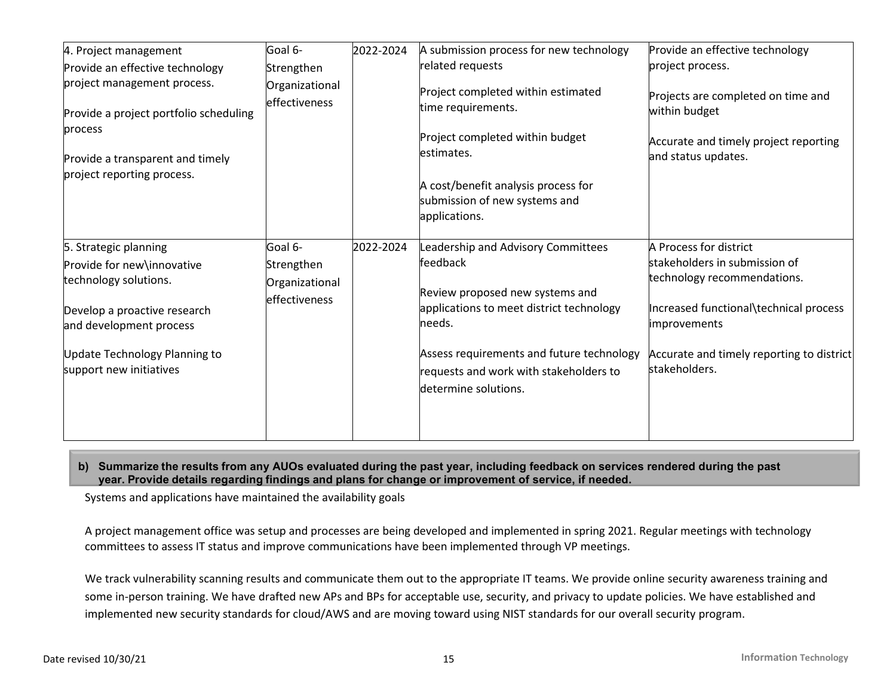| 4. Project management<br>Provide an effective technology project management process.<br><br>Provide a project portfolio scheduling process<br><br>Provide a transparent and timely project reporting process. | Goal 6- Strengthen Organizational effectiveness | 2022-2024 | A submission process for new technology related requests<br><br>Project completed within estimated time requirements.<br><br>Project completed within budget estimates.<br><br>A cost/benefit analysis process for submission of new systems and applications. | Provide an effective technology project process.<br><br>Projects are completed on time and within budget<br><br>Accurate and timely project reporting and status updates. |
|---|---|---|---|---|
| 5. Strategic planning<br>Provide for new\innovative technology solutions.<br><br>Develop a proactive research and development process<br><br>Update Technology Planning to support new initiatives | Goal 6- Strengthen Organizational effectiveness | 2022-2024 | Leadership and Advisory Committees feedback<br><br>Review proposed new systems and applications to meet district technology needs.<br><br>Assess requirements and future technology requests and work with stakeholders to determine solutions. | A Process for district stakeholders in submission of technology recommendations.<br><br>Increased functional\technical process improvements<br><br>Accurate and timely reporting to district stakeholders. |

**b) Summarize the results from any AUOs evaluated during the past year, including feedback on services rendered during the past year. Provide details regarding findings and plans for change or improvement of service, if needed.**

Systems and applications have maintained the availability goals

A project management office was setup and processes are being developed and implemented in spring 2021. Regular meetings with technology committees to assess IT status and improve communications have been implemented through VP meetings.

We track vulnerability scanning results and communicate them out to the appropriate IT teams. We provide online security awareness training and some in-person training. We have drafted new APs and BPs for acceptable use, security, and privacy to update policies. We have established and implemented new security standards for cloud/AWS and are moving toward using NIST standards for our overall security program.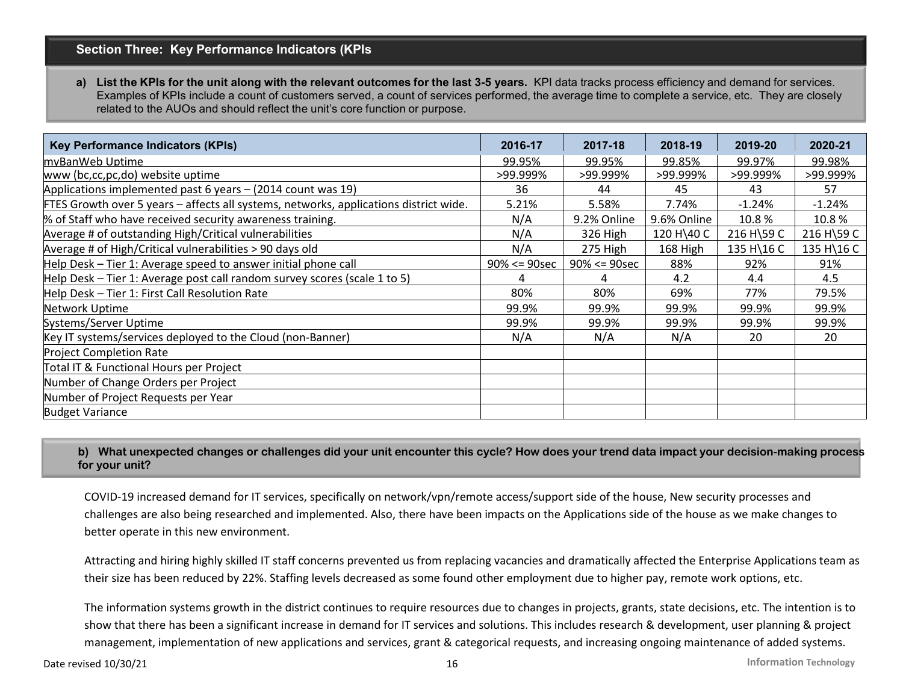## Section Three: Key Performance Indicators (KPIs

**a) List the KPIs for the unit along with the relevant outcomes for the last 3-5 years.** KPI data tracks process efficiency and demand for services. Examples of KPIs include a count of customers served, a count of services performed, the average time to complete a service, etc. They are closely related to the AUOs and should reflect the unit's core function or purpose.

| Key Performance Indicators (KPIs) | 2016-17 | 2017-18 | 2018-19 | 2019-20 | 2020-21 |
|---|---|---|---|---|---|
| myBanWeb Uptime | 99.95% | 99.95% | 99.85% | 99.97% | 99.98% |
| www (bc,cc,pc,do) website uptime | >99.999% | >99.999% | >99.999% | >99.999% | >99.999% |
| Applications implemented past 6 years – (2014 count was 19) | 36 | 44 | 45 | 43 | 57 |
| FTES Growth over 5 years – affects all systems, networks, applications district wide. | 5.21% | 5.58% | 7.74% | -1.24% | -1.24% |
| % of Staff who have received security awareness training. | N/A | 9.2% Online | 9.6% Online | 10.8 % | 10.8 % |
| Average # of outstanding High/Critical vulnerabilities | N/A | 326 High | 120 H\40 C | 216 H\59 C | 216 H\59 C |
| Average # of High/Critical vulnerabilities > 90 days old | N/A | 275 High | 168 High | 135 H\16 C | 135 H\16 C |
| Help Desk – Tier 1: Average speed to answer initial phone call | 90% <= 90sec | 90% <= 90sec | 88% | 92% | 91% |
| Help Desk – Tier 1: Average post call random survey scores (scale 1 to 5) | 4 | 4 | 4.2 | 4.4 | 4.5 |
| Help Desk – Tier 1: First Call Resolution Rate | 80% | 80% | 69% | 77% | 79.5% |
| Network Uptime | 99.9% | 99.9% | 99.9% | 99.9% | 99.9% |
| Systems/Server Uptime | 99.9% | 99.9% | 99.9% | 99.9% | 99.9% |
| Key IT systems/services deployed to the Cloud (non-Banner) | N/A | N/A | N/A | 20 | 20 |
| Project Completion Rate | | | | | |
| Total IT & Functional Hours per Project | | | | | |
| Number of Change Orders per Project | | | | | |
| Number of Project Requests per Year | | | | | |
| Budget Variance | | | | | |

**b) What unexpected changes or challenges did your unit encounter this cycle? How does your trend data impact your decision-making process for your unit?**

COVID-19 increased demand for IT services, specifically on network/vpn/remote access/support side of the house, New security processes and challenges are also being researched and implemented. Also, there have been impacts on the Applications side of the house as we make changes to better operate in this new environment.

Attracting and hiring highly skilled IT staff concerns prevented us from replacing vacancies and dramatically affected the Enterprise Applications team as their size has been reduced by 22%. Staffing levels decreased as some found other employment due to higher pay, remote work options, etc.

The information systems growth in the district continues to require resources due to changes in projects, grants, state decisions, etc. The intention is to show that there has been a significant increase in demand for IT services and solutions. This includes research & development, user planning & project management, implementation of new applications and services, grant & categorical requests, and increasing ongoing maintenance of added systems.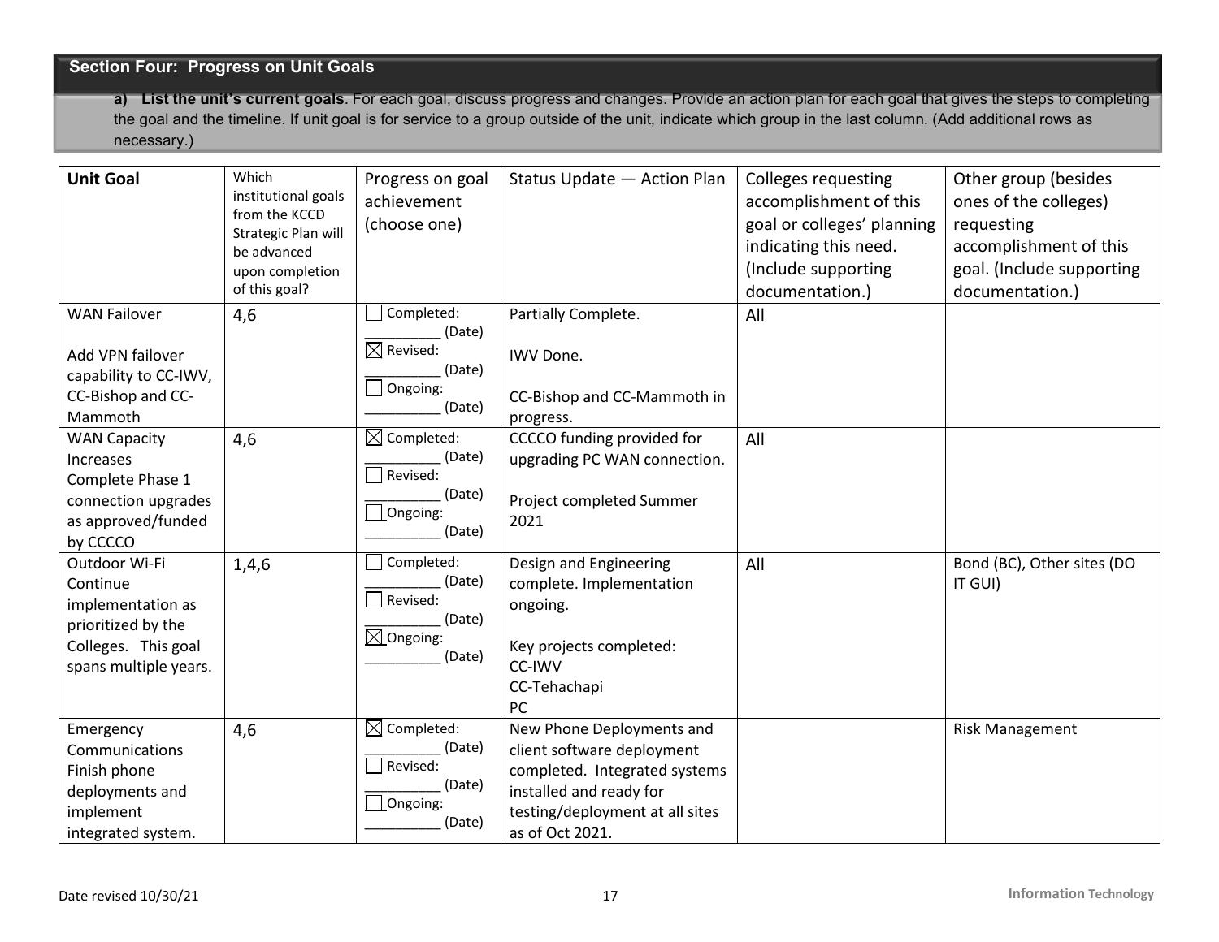## Section Four: Progress on Unit Goals

**a) List the unit's current goals**. For each goal, discuss progress and changes. Provide an action plan for each goal that gives the steps to completing the goal and the timeline. If unit goal is for service to a group outside of the unit, indicate which group in the last column. (Add additional rows as necessary.)

| Unit Goal | Which institutional goals from the KCCD Strategic Plan will be advanced upon completion of this goal? | Progress on goal achievement (choose one) | Status Update — Action Plan | Colleges requesting accomplishment of this goal or colleges' planning indicating this need. (Include supporting documentation.) | Other group (besides ones of the colleges) requesting accomplishment of this goal. (Include supporting documentation.) |
|---|---|---|---|---|---|
| WAN Failover<br><br>Add VPN failover capability to CC-IWV, CC-Bishop and CC-Mammoth | 4,6 | ☐ Completed: _________ (Date)<br>☒ Revised: _________ (Date)<br>☐ Ongoing: _________ (Date) | Partially Complete.<br><br>IWV Done.<br><br>CC-Bishop and CC-Mammoth in progress. | All | |
| WAN Capacity Increases<br>Complete Phase 1 connection upgrades as approved/funded by CCCCO | 4,6 | ☒ Completed: _________ (Date)<br>☐ Revised: _________ (Date)<br>☐ Ongoing: _________ (Date) | CCCCO funding provided for upgrading PC WAN connection.<br><br>Project completed Summer 2021 | All | |
| Outdoor Wi-Fi<br>Continue implementation as prioritized by the Colleges. This goal spans multiple years. | 1,4,6 | ☐ Completed: _________ (Date)<br>☐ Revised: _________ (Date)<br>☒ Ongoing: _________ (Date) | Design and Engineering complete. Implementation ongoing.<br><br>Key projects completed:<br>CC-IWV<br>CC-Tehachapi<br>PC | All | Bond (BC), Other sites (DO IT GUI) |
| Emergency Communications<br>Finish phone deployments and implement integrated system. | 4,6 | ☒ Completed: _________ (Date)<br>☐ Revised: _________ (Date)<br>☐ Ongoing: _________ (Date) | New Phone Deployments and client software deployment completed. Integrated systems installed and ready for testing/deployment at all sites as of Oct 2021. | | Risk Management |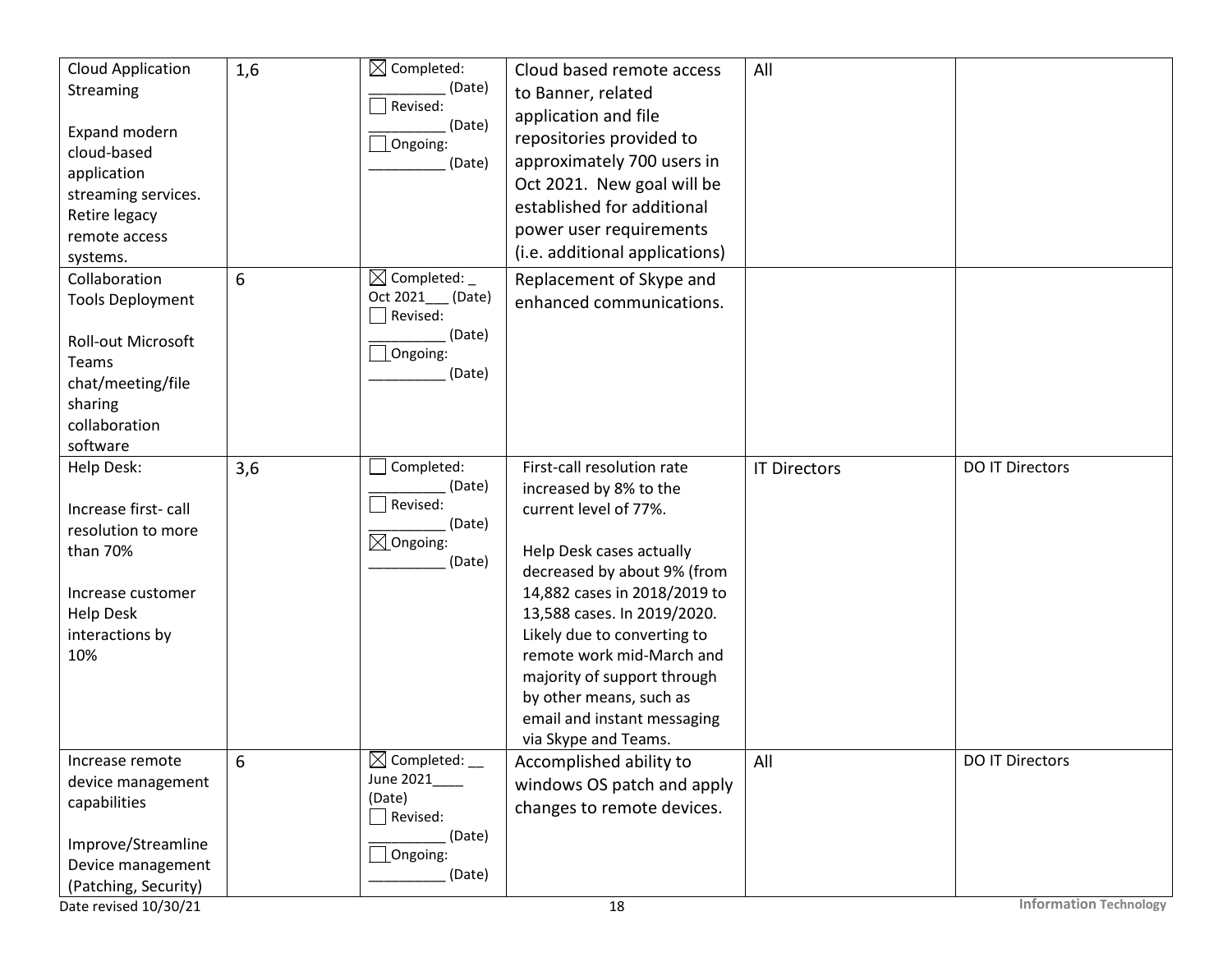| | | | | | |
|---|---|---|---|---|---|
| Cloud Application Streaming<br><br>Expand modern cloud-based application streaming services. Retire legacy remote access systems. | 1,6 | ☒ Completed: __________ (Date)<br>☐ Revised: __________ (Date)<br>☐ Ongoing: __________ (Date) | Cloud based remote access to Banner, related application and file repositories provided to approximately 700 users in Oct 2021. New goal will be established for additional power user requirements (i.e. additional applications) | All | |
| Collaboration Tools Deployment<br><br>Roll-out Microsoft Teams chat/meeting/file sharing collaboration software | 6 | ☒ Completed: _ Oct 2021___ (Date)<br>☐ Revised: __________ (Date)<br>☐ Ongoing: __________ (Date) | Replacement of Skype and enhanced communications. | | |
| Help Desk:<br><br>Increase first- call resolution to more than 70%<br><br>Increase customer Help Desk interactions by 10% | 3,6 | ☐ Completed: __________ (Date)<br>☐ Revised: __________ (Date)<br>☒ Ongoing: __________ (Date) | First-call resolution rate increased by 8% to the current level of 77%.<br><br>Help Desk cases actually decreased by about 9% (from 14,882 cases in 2018/2019 to 13,588 cases. In 2019/2020. Likely due to converting to remote work mid-March and majority of support through by other means, such as email and instant messaging via Skype and Teams. | IT Directors | DO IT Directors |
| Increase remote device management capabilities<br><br>Improve/Streamline Device management (Patching, Security) | 6 | ☒ Completed: __ June 2021____ (Date)<br>☐ Revised: __________ (Date)<br>☐ Ongoing: __________ (Date) | Accomplished ability to windows OS patch and apply changes to remote devices. | All | DO IT Directors |

Date revised 10/30/21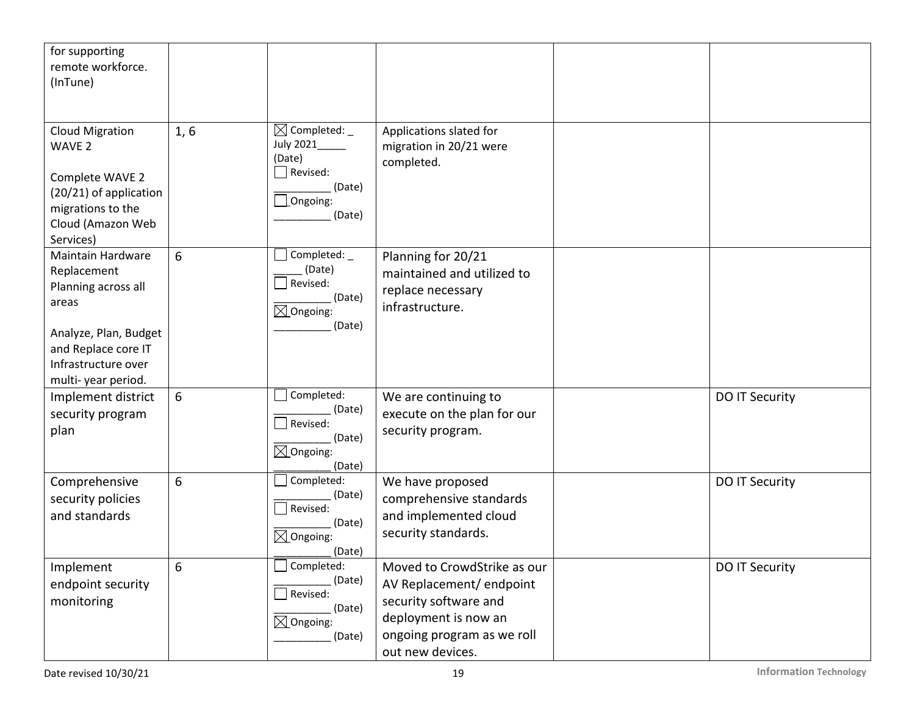| | | | | | |
|---|---|---|---|---|---|
| for supporting remote workforce. (InTune) | | | | | |
| Cloud Migration WAVE 2<br><br>Complete WAVE 2 (20/21) of application migrations to the Cloud (Amazon Web Services) | 1, 6 | ☒ Completed: _ July 2021_____ (Date)<br>☐ Revised: _________ (Date)<br>☐ Ongoing: _________ (Date) | Applications slated for migration in 20/21 were completed. | | |
| Maintain Hardware Replacement Planning across all areas<br><br>Analyze, Plan, Budget and Replace core IT Infrastructure over multi- year period. | 6 | ☐ Completed: _ _____ (Date)<br>☐ Revised: _________ (Date)<br>☒ Ongoing: _________ (Date) | Planning for 20/21 maintained and utilized to replace necessary infrastructure. | | |
| Implement district security program plan | 6 | ☐ Completed: _________ (Date)<br>☐ Revised: _________ (Date)<br>☒ Ongoing: _________ (Date) | We are continuing to execute on the plan for our security program. | | DO IT Security |
| Comprehensive security policies and standards | 6 | ☐ Completed: _________ (Date)<br>☐ Revised: _________ (Date)<br>☒ Ongoing: _________ (Date) | We have proposed comprehensive standards and implemented cloud security standards. | | DO IT Security |
| Implement endpoint security monitoring | 6 | ☐ Completed: _________ (Date)<br>☐ Revised: _________ (Date)<br>☒ Ongoing: _________ (Date) | Moved to CrowdStrike as our AV Replacement/ endpoint security software and deployment is now an ongoing program as we roll out new devices. | | DO IT Security |

Date revised 10/30/21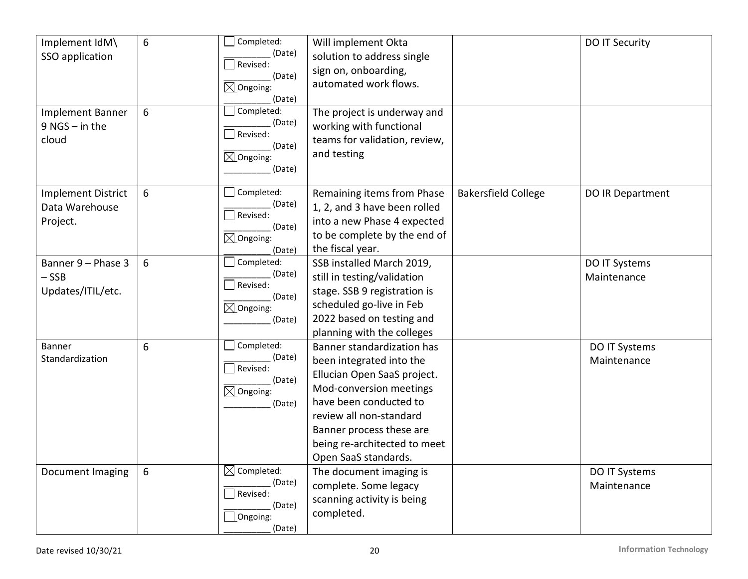| | | | | | |
|---|---|---|---|---|---|
| Implement IdM\ SSO application | 6 | ☐ Completed: _________ (Date) ☐ Revised: _________ (Date) ☒ Ongoing: _________ (Date) | Will implement Okta solution to address single sign on, onboarding, automated work flows. | | DO IT Security |
| Implement Banner 9 NGS – in the cloud | 6 | ☐ Completed: _________ (Date) ☐ Revised: _________ (Date) ☒ Ongoing: _________ (Date) | The project is underway and working with functional teams for validation, review, and testing | | |
| Implement District Data Warehouse Project. | 6 | ☐ Completed: _________ (Date) ☐ Revised: _________ (Date) ☒ Ongoing: _________ (Date) | Remaining items from Phase 1, 2, and 3 have been rolled into a new Phase 4 expected to be complete by the end of the fiscal year. | Bakersfield College | DO IR Department |
| Banner 9 – Phase 3 – SSB Updates/ITIL/etc. | 6 | ☐ Completed: _________ (Date) ☐ Revised: _________ (Date) ☒ Ongoing: _________ (Date) | SSB installed March 2019, still in testing/validation stage. SSB 9 registration is scheduled go-live in Feb 2022 based on testing and planning with the colleges | | DO IT Systems Maintenance |
| Banner Standardization | 6 | ☐ Completed: _________ (Date) ☐ Revised: _________ (Date) ☒ Ongoing: _________ (Date) | Banner standardization has been integrated into the Ellucian Open SaaS project. Mod-conversion meetings have been conducted to review all non-standard Banner process these are being re-architected to meet Open SaaS standards. | | DO IT Systems Maintenance |
| Document Imaging | 6 | ☒ Completed: _________ (Date) ☐ Revised: _________ (Date) ☐ Ongoing: _________ (Date) | The document imaging is complete. Some legacy scanning activity is being completed. | | DO IT Systems Maintenance |

Date revised 10/30/21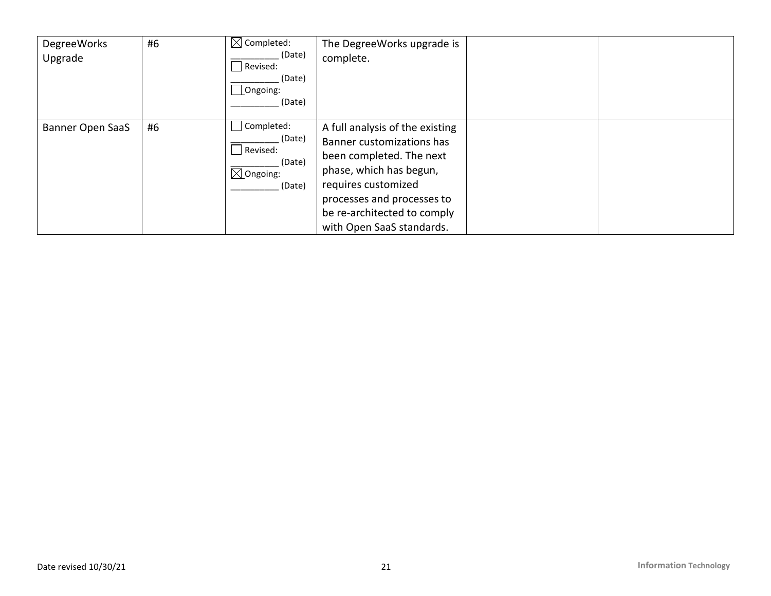| | | | | | |
|---|---|---|---|---|---|
| DegreeWorks Upgrade | #6 | ☒ Completed: __________ (Date)<br>☐ Revised: __________ (Date)<br>☐ Ongoing: __________ (Date) | The DegreeWorks upgrade is complete. | | |
| Banner Open SaaS | #6 | ☐ Completed: __________ (Date)<br>☐ Revised: __________ (Date)<br>☒ Ongoing: __________ (Date) | A full analysis of the existing Banner customizations has been completed. The next phase, which has begun, requires customized processes and processes to be re-architected to comply with Open SaaS standards. | | |

Date revised 10/30/21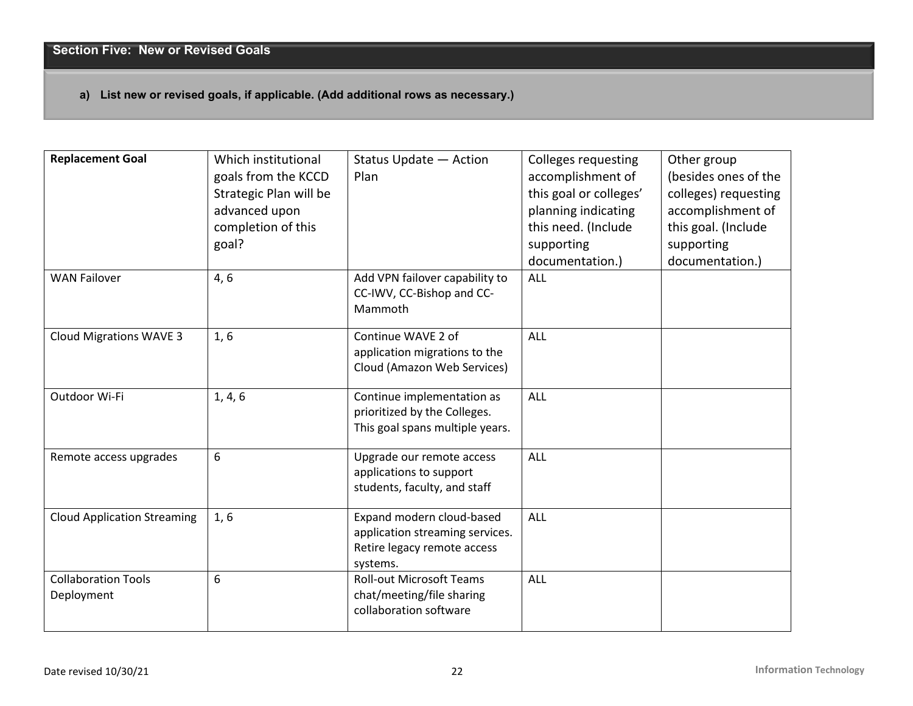## Section Five: New or Revised Goals

**a) List new or revised goals, if applicable. (Add additional rows as necessary.)**

| **Replacement Goal** | Which institutional goals from the KCCD Strategic Plan will be advanced upon completion of this goal? | Status Update — Action Plan | Colleges requesting accomplishment of this goal or colleges' planning indicating this need. (Include supporting documentation.) | Other group (besides ones of the colleges) requesting accomplishment of this goal. (Include supporting documentation.) |
|---|---|---|---|---|
| WAN Failover | 4, 6 | Add VPN failover capability to CC-IWV, CC-Bishop and CC-Mammoth | ALL | |
| Cloud Migrations WAVE 3 | 1, 6 | Continue WAVE 2 of application migrations to the Cloud (Amazon Web Services) | ALL | |
| Outdoor Wi-Fi | 1, 4, 6 | Continue implementation as prioritized by the Colleges. This goal spans multiple years. | ALL | |
| Remote access upgrades | 6 | Upgrade our remote access applications to support students, faculty, and staff | ALL | |
| Cloud Application Streaming | 1, 6 | Expand modern cloud-based application streaming services. Retire legacy remote access systems. | ALL | |
| Collaboration Tools Deployment | 6 | Roll-out Microsoft Teams chat/meeting/file sharing collaboration software | ALL | |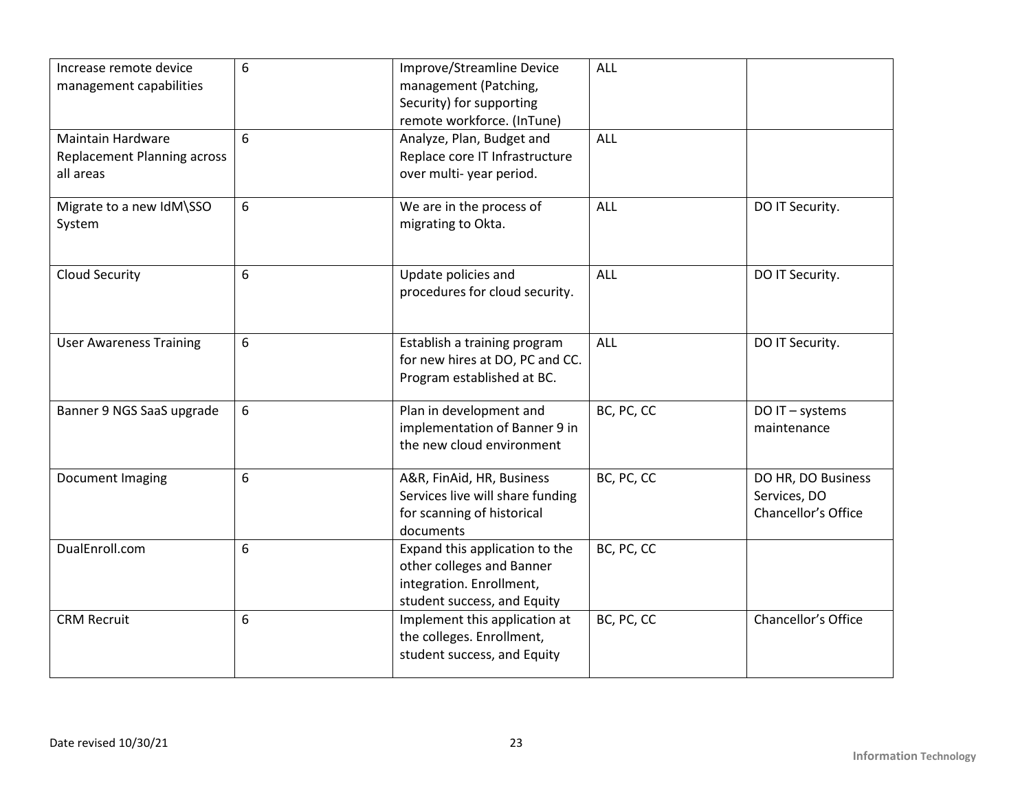| | | | | |
|---|---|---|---|---|
| Increase remote device management capabilities | 6 | Improve/Streamline Device management (Patching, Security) for supporting remote workforce. (InTune) | ALL | |
| Maintain Hardware Replacement Planning across all areas | 6 | Analyze, Plan, Budget and Replace core IT Infrastructure over multi- year period. | ALL | |
| Migrate to a new IdM\SSO System | 6 | We are in the process of migrating to Okta. | ALL | DO IT Security. |
| Cloud Security | 6 | Update policies and procedures for cloud security. | ALL | DO IT Security. |
| User Awareness Training | 6 | Establish a training program for new hires at DO, PC and CC. Program established at BC. | ALL | DO IT Security. |
| Banner 9 NGS SaaS upgrade | 6 | Plan in development and implementation of Banner 9 in the new cloud environment | BC, PC, CC | DO IT – systems maintenance |
| Document Imaging | 6 | A&R, FinAid, HR, Business Services live will share funding for scanning of historical documents | BC, PC, CC | DO HR, DO Business Services, DO Chancellor's Office |
| DualEnroll.com | 6 | Expand this application to the other colleges and Banner integration. Enrollment, student success, and Equity | BC, PC, CC | |
| CRM Recruit | 6 | Implement this application at the colleges. Enrollment, student success, and Equity | BC, PC, CC | Chancellor's Office |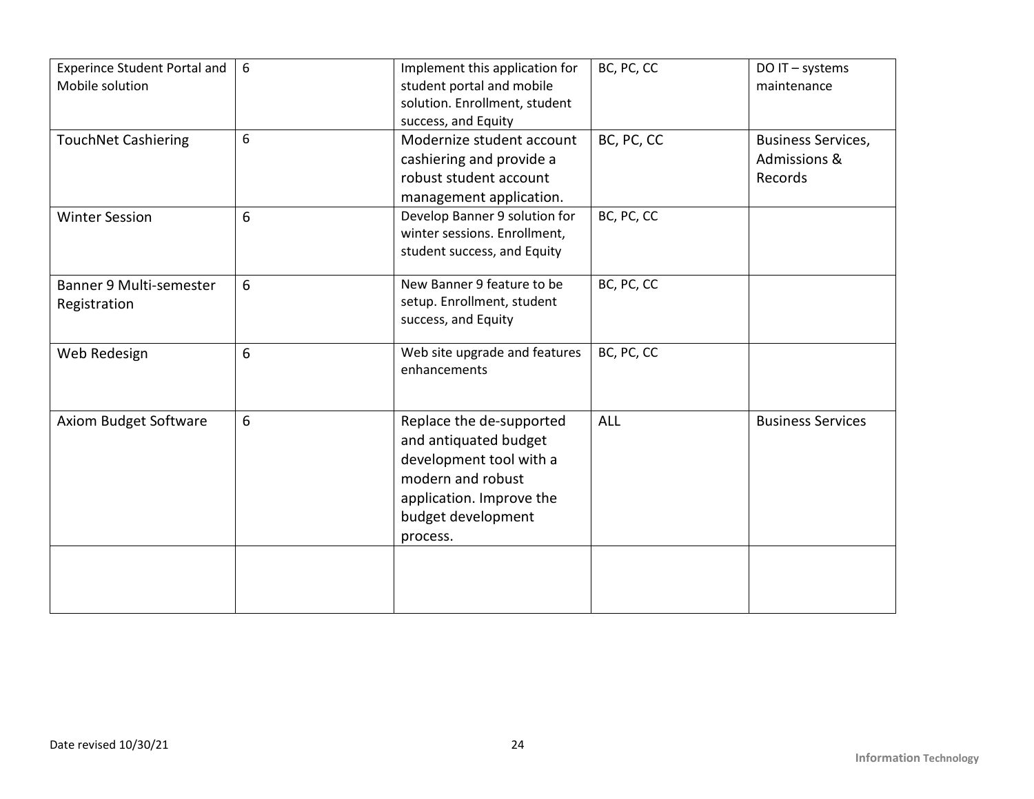| Experince Student Portal and Mobile solution | 6 | Implement this application for student portal and mobile solution. Enrollment, student success, and Equity | BC, PC, CC | DO IT – systems maintenance |
|---|---|---|---|---|
| TouchNet Cashiering | 6 | Modernize student account cashiering and provide a robust student account management application. | BC, PC, CC | Business Services, Admissions & Records |
| Winter Session | 6 | Develop Banner 9 solution for winter sessions. Enrollment, student success, and Equity | BC, PC, CC | |
| Banner 9 Multi-semester Registration | 6 | New Banner 9 feature to be setup. Enrollment, student success, and Equity | BC, PC, CC | |
| Web Redesign | 6 | Web site upgrade and features enhancements | BC, PC, CC | |
| Axiom Budget Software | 6 | Replace the de-supported and antiquated budget development tool with a modern and robust application. Improve the budget development process. | ALL | Business Services |
| | | | | |

Date revised 10/30/21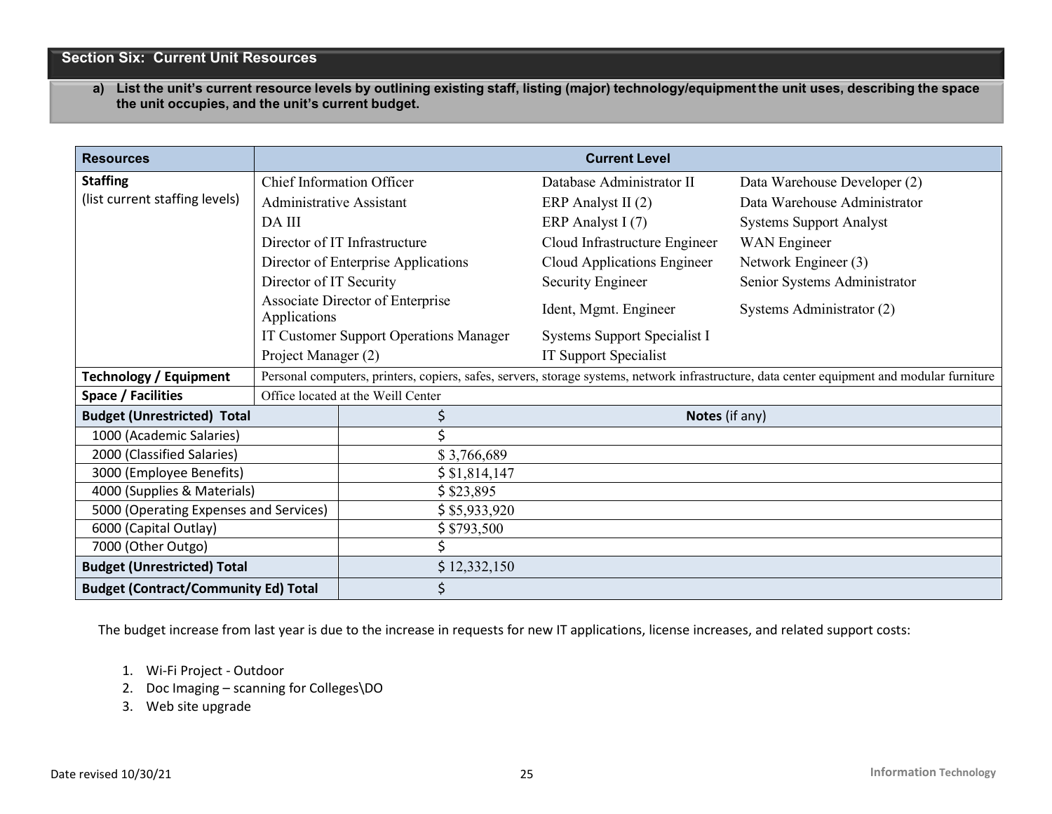## Section Six: Current Unit Resources

**a) List the unit's current resource levels by outlining existing staff, listing (major) technology/equipment the unit uses, describing the space the unit occupies, and the unit's current budget.**

| Resources | Current Level | | |
|---|---|---|---|
| **Staffing** (list current staffing levels) | Chief Information Officer | Database Administrator II | Data Warehouse Developer (2) |
| | Administrative Assistant | ERP Analyst II (2) | Data Warehouse Administrator |
| | DA III | ERP Analyst I (7) | Systems Support Analyst |
| | Director of IT Infrastructure | Cloud Infrastructure Engineer | WAN Engineer |
| | Director of Enterprise Applications | Cloud Applications Engineer | Network Engineer (3) |
| | Director of IT Security | Security Engineer | Senior Systems Administrator |
| | Associate Director of Enterprise Applications | Ident, Mgmt. Engineer | Systems Administrator (2) |
| | IT Customer Support Operations Manager | Systems Support Specialist I | |
| | Project Manager (2) | IT Support Specialist | |
| **Technology / Equipment** | Personal computers, printers, copiers, safes, servers, storage systems, network infrastructure, data center equipment and modular furniture | | |
| **Space / Facilities** | Office located at the Weill Center | | |

| Budget (Unrestricted) Total | $ | Notes (if any) |
|---|---|---|
| 1000 (Academic Salaries) | $ | |
| 2000 (Classified Salaries) | $ 3,766,689 | |
| 3000 (Employee Benefits) | $ $1,814,147 | |
| 4000 (Supplies & Materials) | $ $23,895 | |
| 5000 (Operating Expenses and Services) | $ $5,933,920 | |
| 6000 (Capital Outlay) | $ $793,500 | |
| 7000 (Other Outgo) | $ | |
| **Budget (Unrestricted) Total** | $ 12,332,150 | |
| **Budget (Contract/Community Ed) Total** | $ | |

The budget increase from last year is due to the increase in requests for new IT applications, license increases, and related support costs:

1. Wi-Fi Project - Outdoor
2. Doc Imaging – scanning for Colleges\DO
3. Web site upgrade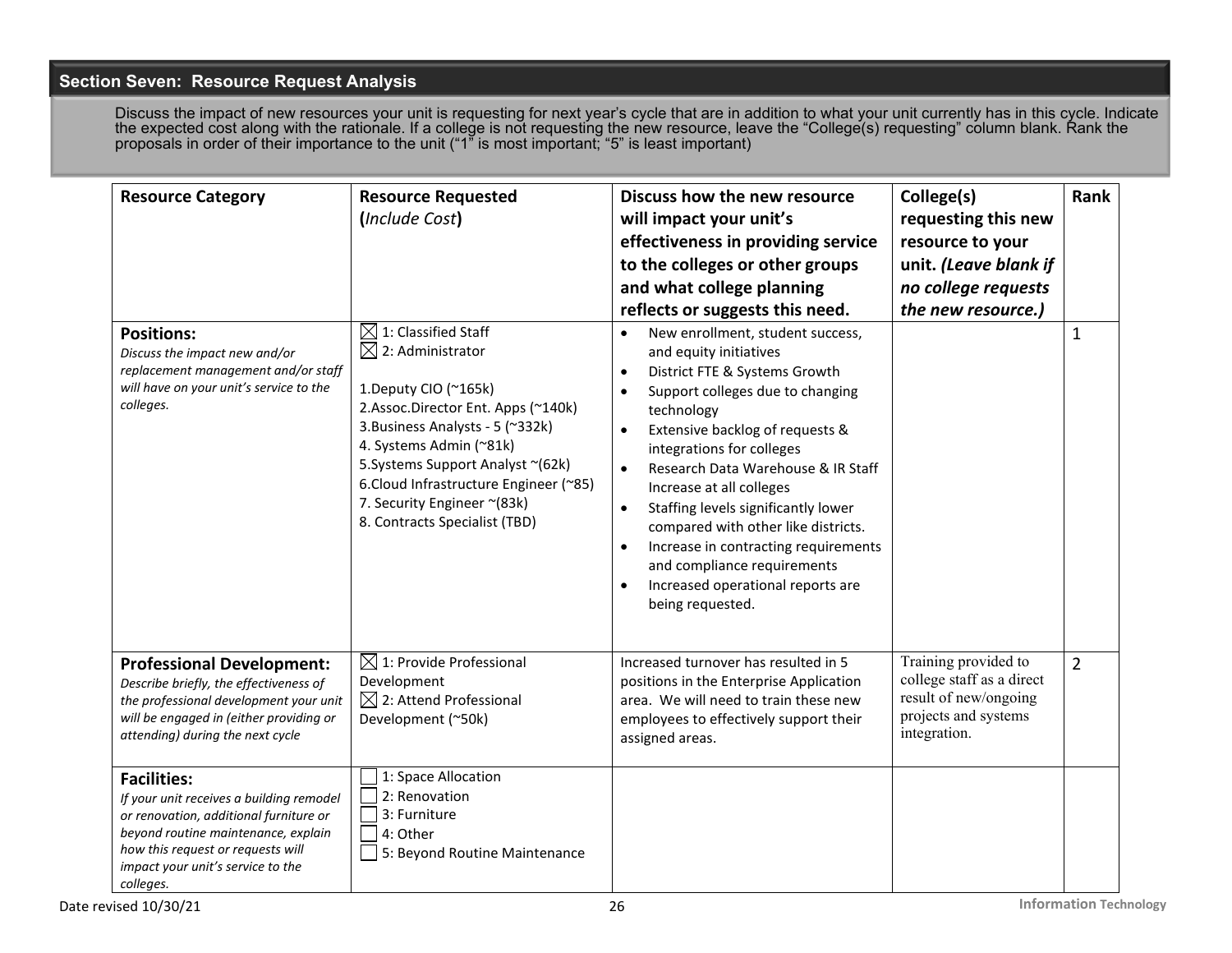## Section Seven: Resource Request Analysis

Discuss the impact of new resources your unit is requesting for next year's cycle that are in addition to what your unit currently has in this cycle. Indicate the expected cost along with the rationale. If a college is not requesting the new resource, leave the "College(s) requesting" column blank. Rank the proposals in order of their importance to the unit ("1" is most important; "5" is least important)

| Resource Category | Resource Requested (*Include Cost*) | Discuss how the new resource will impact your unit's effectiveness in providing service to the colleges or other groups and what college planning reflects or suggests this need. | College(s) requesting this new resource to your unit. *(Leave blank if no college requests the new resource.)* | Rank |
|---|---|---|---|---|
| **Positions:** *Discuss the impact new and/or replacement management and/or staff will have on your unit's service to the colleges.* | ☒ 1: Classified Staff<br>☒ 2: Administrator<br><br>1.Deputy CIO (~165k)<br>2.Assoc.Director Ent. Apps (~140k)<br>3.Business Analysts - 5 (~332k)<br>4. Systems Admin (~81k)<br>5.Systems Support Analyst ~(62k)<br>6.Cloud Infrastructure Engineer (~85)<br>7. Security Engineer ~(83k)<br>8. Contracts Specialist (TBD) | • New enrollment, student success, and equity initiatives<br>• District FTE & Systems Growth<br>• Support colleges due to changing technology<br>• Extensive backlog of requests & integrations for colleges<br>• Research Data Warehouse & IR Staff Increase at all colleges<br>• Staffing levels significantly lower compared with other like districts.<br>• Increase in contracting requirements and compliance requirements<br>• Increased operational reports are being requested. | | 1 |
| **Professional Development:** *Describe briefly, the effectiveness of the professional development your unit will be engaged in (either providing or attending) during the next cycle* | ☒ 1: Provide Professional Development<br>☒ 2: Attend Professional Development (~50k) | Increased turnover has resulted in 5 positions in the Enterprise Application area. We will need to train these new employees to effectively support their assigned areas. | Training provided to college staff as a direct result of new/ongoing projects and systems integration. | 2 |
| **Facilities:** *If your unit receives a building remodel or renovation, additional furniture or beyond routine maintenance, explain how this request or requests will impact your unit's service to the colleges.* | ☐ 1: Space Allocation<br>☐ 2: Renovation<br>☐ 3: Furniture<br>☐ 4: Other<br>☐ 5: Beyond Routine Maintenance | | | |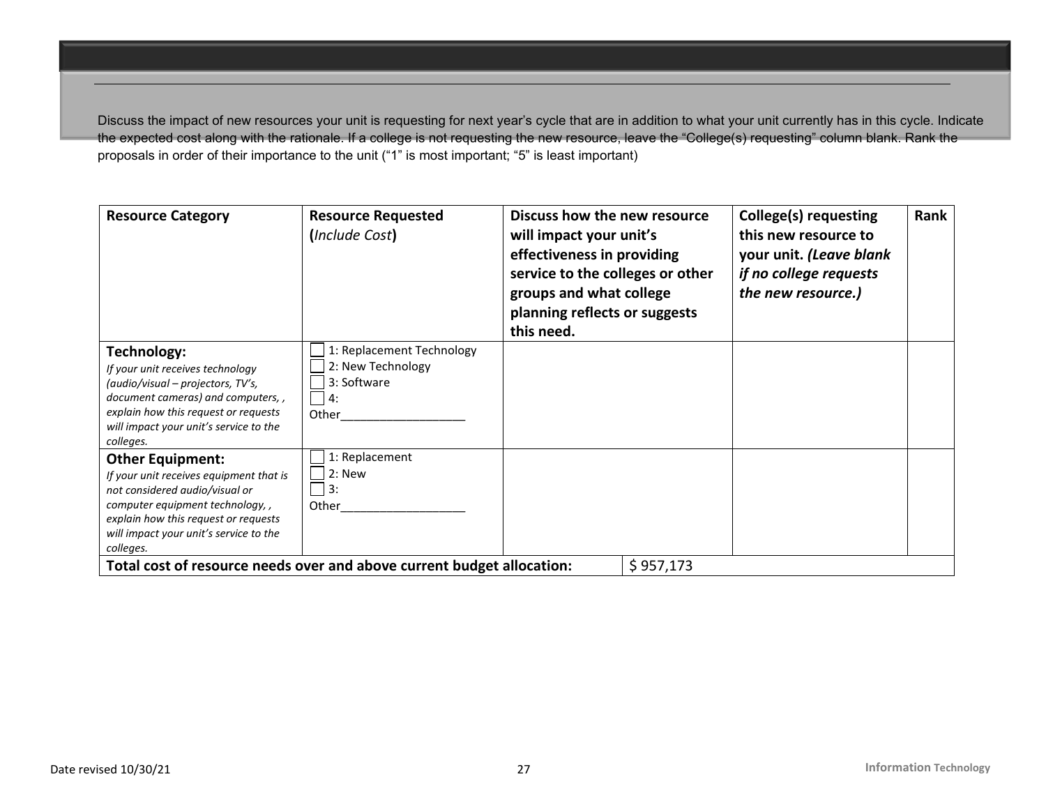Discuss the impact of new resources your unit is requesting for next year's cycle that are in addition to what your unit currently has in this cycle. Indicate the expected cost along with the rationale. If a college is not requesting the new resource, leave the "College(s) requesting" column blank. Rank the proposals in order of their importance to the unit ("1" is most important; "5" is least important)

| Resource Category | Resource Requested (*Include Cost*) | Discuss how the new resource will impact your unit's effectiveness in providing service to the colleges or other groups and what college planning reflects or suggests this need. | College(s) requesting this new resource to your unit. *(Leave blank if no college requests the new resource.)* | Rank |
|---|---|---|---|---|
| **Technology:** *If your unit receives technology (audio/visual – projectors, TV's, document cameras) and computers, , explain how this request or requests will impact your unit's service to the colleges.* | ☐ 1: Replacement Technology<br>☐ 2: New Technology<br>☐ 3: Software<br>☐ 4: Other___________________ | | | |
| **Other Equipment:** *If your unit receives equipment that is not considered audio/visual or computer equipment technology, , explain how this request or requests will impact your unit's service to the colleges.* | ☐ 1: Replacement<br>☐ 2: New<br>☐ 3: Other___________________ | | | |
| **Total cost of resource needs over and above current budget allocation:** | | $ 957,173 | | |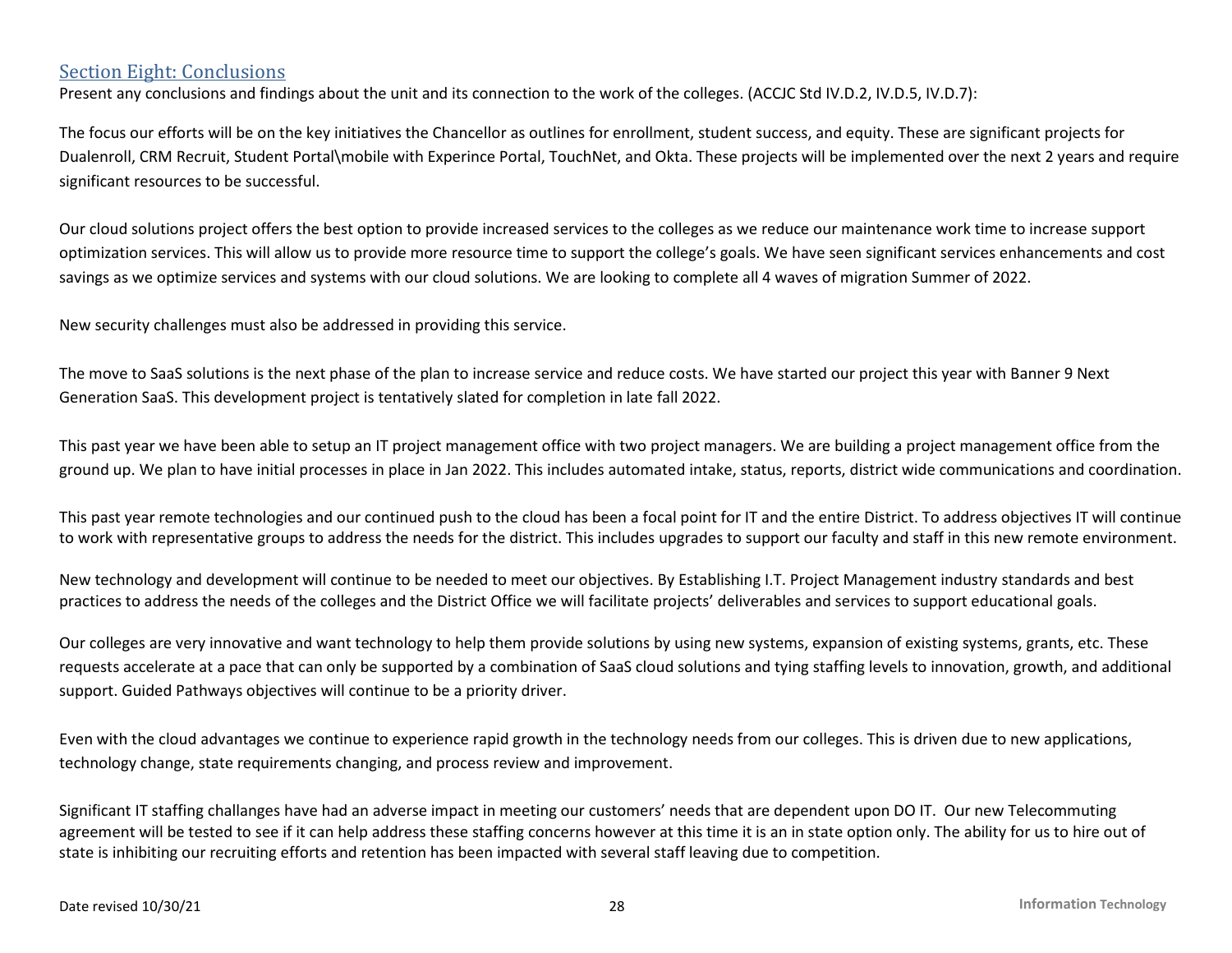## Section Eight: Conclusions

Present any conclusions and findings about the unit and its connection to the work of the colleges. (ACCJC Std IV.D.2, IV.D.5, IV.D.7):

The focus our efforts will be on the key initiatives the Chancellor as outlines for enrollment, student success, and equity. These are significant projects for Dualenroll, CRM Recruit, Student Portal\mobile with Experince Portal, TouchNet, and Okta. These projects will be implemented over the next 2 years and require significant resources to be successful.

Our cloud solutions project offers the best option to provide increased services to the colleges as we reduce our maintenance work time to increase support optimization services. This will allow us to provide more resource time to support the college's goals. We have seen significant services enhancements and cost savings as we optimize services and systems with our cloud solutions. We are looking to complete all 4 waves of migration Summer of 2022.

New security challenges must also be addressed in providing this service.

The move to SaaS solutions is the next phase of the plan to increase service and reduce costs. We have started our project this year with Banner 9 Next Generation SaaS. This development project is tentatively slated for completion in late fall 2022.

This past year we have been able to setup an IT project management office with two project managers. We are building a project management office from the ground up. We plan to have initial processes in place in Jan 2022. This includes automated intake, status, reports, district wide communications and coordination.

This past year remote technologies and our continued push to the cloud has been a focal point for IT and the entire District. To address objectives IT will continue to work with representative groups to address the needs for the district. This includes upgrades to support our faculty and staff in this new remote environment.

New technology and development will continue to be needed to meet our objectives. By Establishing I.T. Project Management industry standards and best practices to address the needs of the colleges and the District Office we will facilitate projects' deliverables and services to support educational goals.

Our colleges are very innovative and want technology to help them provide solutions by using new systems, expansion of existing systems, grants, etc. These requests accelerate at a pace that can only be supported by a combination of SaaS cloud solutions and tying staffing levels to innovation, growth, and additional support. Guided Pathways objectives will continue to be a priority driver.

Even with the cloud advantages we continue to experience rapid growth in the technology needs from our colleges. This is driven due to new applications, technology change, state requirements changing, and process review and improvement.

Significant IT staffing challanges have had an adverse impact in meeting our customers' needs that are dependent upon DO IT. Our new Telecommuting agreement will be tested to see if it can help address these staffing concerns however at this time it is an in state option only. The ability for us to hire out of state is inhibiting our recruiting efforts and retention has been impacted with several staff leaving due to competition.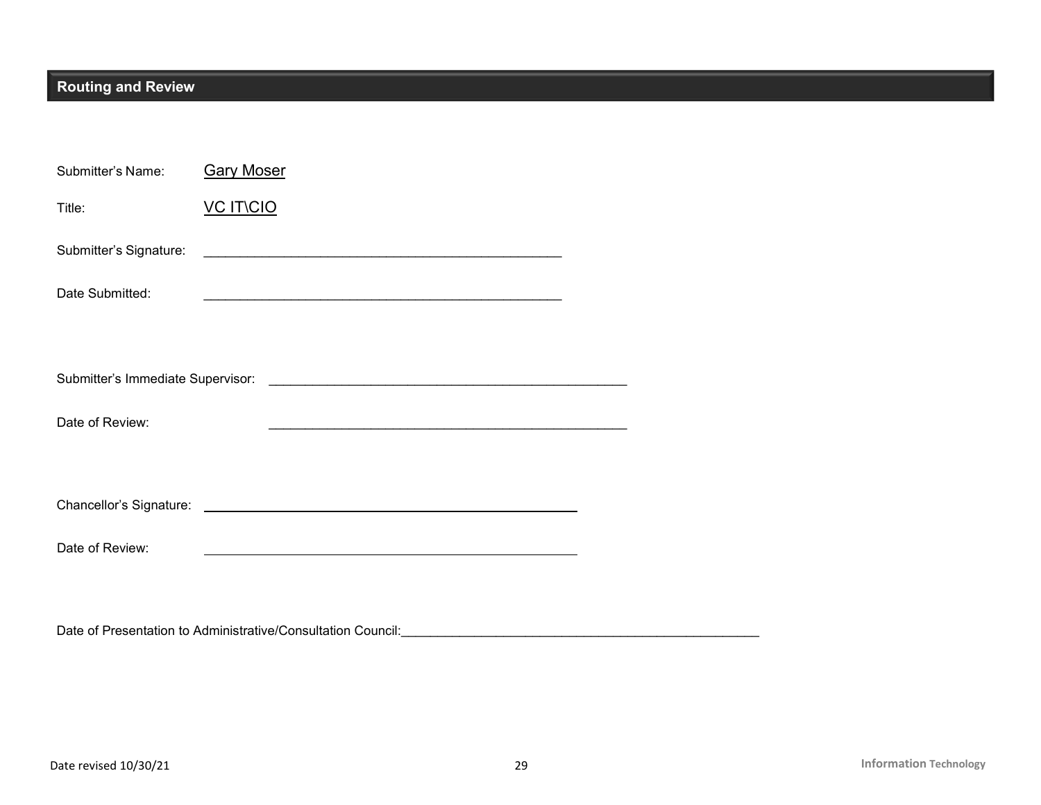## Routing and Review

Submitter's Name: Gary Moser

Title: VC IT\CIO

Submitter's Signature: ___________________________________________________

Date Submitted: ___________________________________________________

Submitter's Immediate Supervisor: ___________________________________________________

Date of Review: ___________________________________________________

Chancellor's Signature: ___________________________________________________

Date of Review: ___________________________________________________

Date of Presentation to Administrative/Consultation Council: ___________________________________________________

Date revised 10/30/21